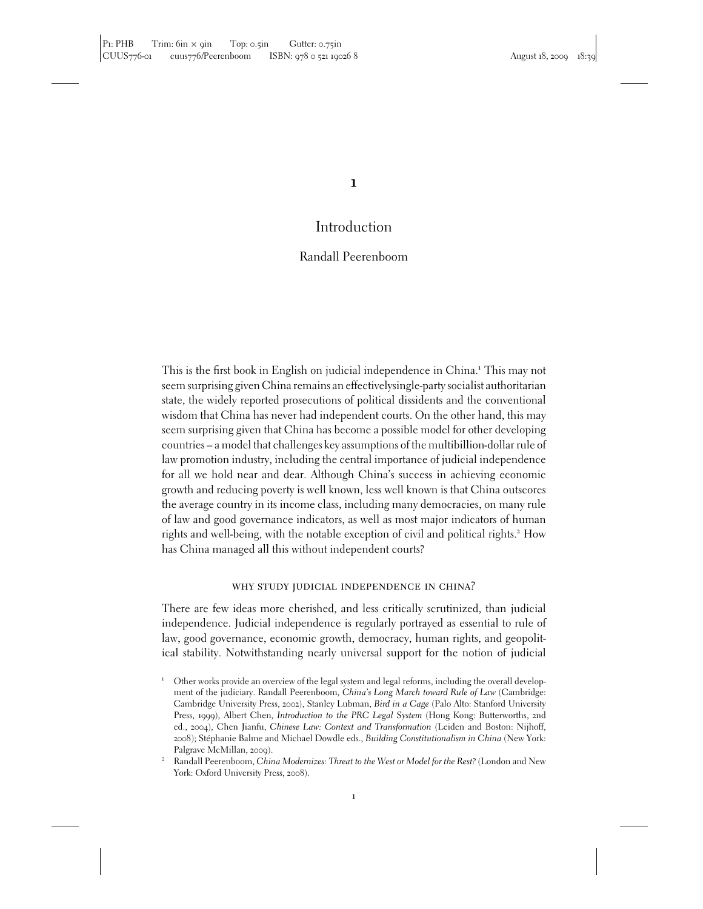# 1

# Introduction

Randall Peerenboom

This is the first book in English on judicial independence in China.[1] This may not seem surprising given China remains an effectivelysingle-party socialist authoritarian state, the widely reported prosecutions of political dissidents and the conventional wisdom that China has never had independent courts. On the other hand, this may seem surprising given that China has become a possible model for other developing countries – a model that challenges key assumptions of the multibillion-dollar rule of law promotion industry, including the central importance of judicial independence for all we hold near and dear. Although China's success in achieving economic growth and reducing poverty is well known, less well known is that China outscores the average country in its income class, including many democracies, on many rule of law and good governance indicators, as well as most major indicators of human rights and well-being, with the notable exception of civil and political rights.[2] How has China managed all this without independent courts?

## WHY STUDY JUDICIAL INDEPENDENCE IN CHINA?

There are few ideas more cherished, and less critically scrutinized, than judicial independence. Judicial independence is regularly portrayed as essential to rule of law, good governance, economic growth, democracy, human rights, and geopolitical stability. Notwithstanding nearly universal support for the notion of judicial

[1] Other works provide an overview of the legal system and legal reforms, including the overall development of the judiciary. Randall Peerenboom, *China's Long March toward Rule of Law* (Cambridge: Cambridge University Press, 2002), Stanley Lubman, *Bird in a Cage* (Palo Alto: Stanford University Press, 1999), Albert Chen, *Introduction to the PRC Legal System* (Hong Kong: Butterworths, 2nd ed., 2004), Chen Jianfu, *Chinese Law: Context and Transformation* (Leiden and Boston: Nijhoff, 2008); Stéphanie Balme and Michael Dowdle eds., *Building Constitutionalism in China* (New York: Palgrave McMillan, 2009).

[2] Randall Peerenboom, *China Modernizes: Threat to the West or Model for the Rest?* (London and New York: Oxford University Press, 2008).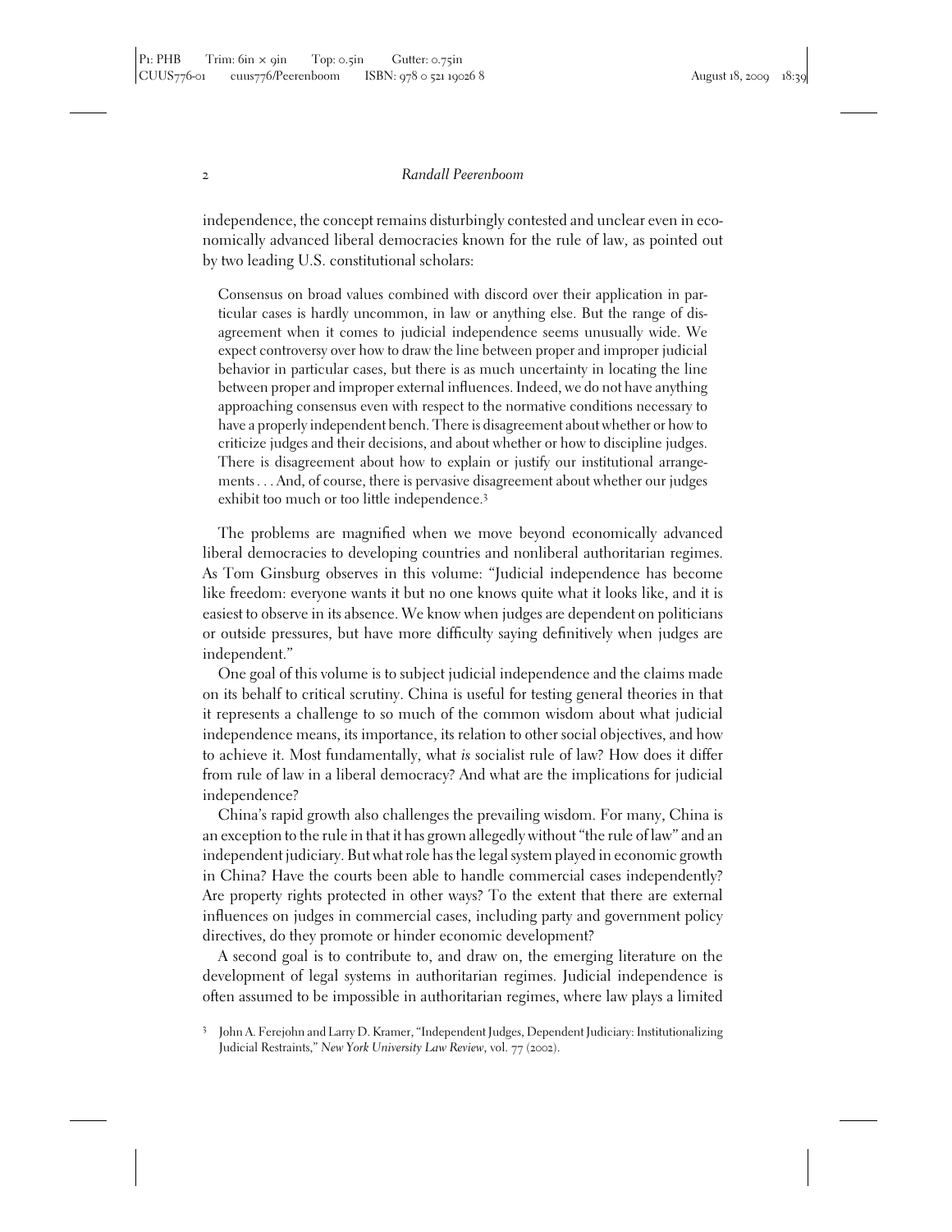independence, the concept remains disturbingly contested and unclear even in economically advanced liberal democracies known for the rule of law, as pointed out by two leading U.S. constitutional scholars:

> Consensus on broad values combined with discord over their application in particular cases is hardly uncommon, in law or anything else. But the range of disagreement when it comes to judicial independence seems unusually wide. We expect controversy over how to draw the line between proper and improper judicial behavior in particular cases, but there is as much uncertainty in locating the line between proper and improper external influences. Indeed, we do not have anything approaching consensus even with respect to the normative conditions necessary to have a properly independent bench. There is disagreement about whether or how to criticize judges and their decisions, and about whether or how to discipline judges. There is disagreement about how to explain or justify our institutional arrangements . . . And, of course, there is pervasive disagreement about whether our judges exhibit too much or too little independence.[3]

The problems are magnified when we move beyond economically advanced liberal democracies to developing countries and nonliberal authoritarian regimes. As Tom Ginsburg observes in this volume: "Judicial independence has become like freedom: everyone wants it but no one knows quite what it looks like, and it is easiest to observe in its absence. We know when judges are dependent on politicians or outside pressures, but have more difficulty saying definitively when judges are independent."

One goal of this volume is to subject judicial independence and the claims made on its behalf to critical scrutiny. China is useful for testing general theories in that it represents a challenge to so much of the common wisdom about what judicial independence means, its importance, its relation to other social objectives, and how to achieve it. Most fundamentally, what *is* socialist rule of law? How does it differ from rule of law in a liberal democracy? And what are the implications for judicial independence?

China's rapid growth also challenges the prevailing wisdom. For many, China is an exception to the rule in that it has grown allegedly without "the rule of law" and an independent judiciary. But what role has the legal system played in economic growth in China? Have the courts been able to handle commercial cases independently? Are property rights protected in other ways? To the extent that there are external influences on judges in commercial cases, including party and government policy directives, do they promote or hinder economic development?

A second goal is to contribute to, and draw on, the emerging literature on the development of legal systems in authoritarian regimes. Judicial independence is often assumed to be impossible in authoritarian regimes, where law plays a limited

[3] John A. Ferejohn and Larry D. Kramer, "Independent Judges, Dependent Judiciary: Institutionalizing Judicial Restraints," *New York University Law Review*, vol. 77 (2002).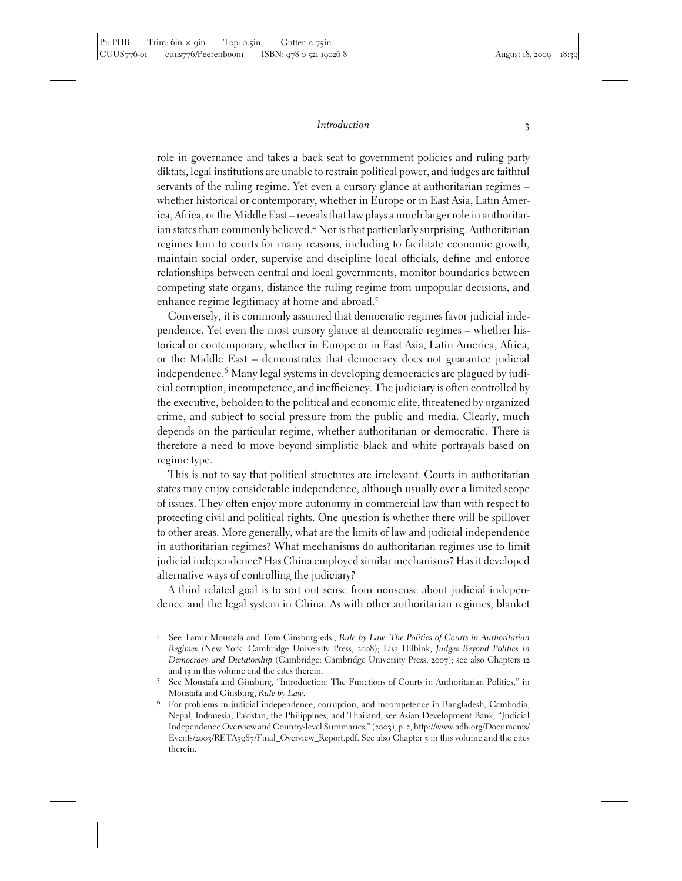role in governance and takes a back seat to government policies and ruling party diktats, legal institutions are unable to restrain political power, and judges are faithful servants of the ruling regime. Yet even a cursory glance at authoritarian regimes – whether historical or contemporary, whether in Europe or in East Asia, Latin America, Africa, or the Middle East – reveals that law plays a much larger role in authoritarian states than commonly believed.[4] Nor is that particularly surprising. Authoritarian regimes turn to courts for many reasons, including to facilitate economic growth, maintain social order, supervise and discipline local officials, define and enforce relationships between central and local governments, monitor boundaries between competing state organs, distance the ruling regime from unpopular decisions, and enhance regime legitimacy at home and abroad.[5]

Conversely, it is commonly assumed that democratic regimes favor judicial independence. Yet even the most cursory glance at democratic regimes – whether historical or contemporary, whether in Europe or in East Asia, Latin America, Africa, or the Middle East – demonstrates that democracy does not guarantee judicial independence.[6] Many legal systems in developing democracies are plagued by judicial corruption, incompetence, and inefficiency. The judiciary is often controlled by the executive, beholden to the political and economic elite, threatened by organized crime, and subject to social pressure from the public and media. Clearly, much depends on the particular regime, whether authoritarian or democratic. There is therefore a need to move beyond simplistic black and white portrayals based on regime type.

This is not to say that political structures are irrelevant. Courts in authoritarian states may enjoy considerable independence, although usually over a limited scope of issues. They often enjoy more autonomy in commercial law than with respect to protecting civil and political rights. One question is whether there will be spillover to other areas. More generally, what are the limits of law and judicial independence in authoritarian regimes? What mechanisms do authoritarian regimes use to limit judicial independence? Has China employed similar mechanisms? Has it developed alternative ways of controlling the judiciary?

A third related goal is to sort out sense from nonsense about judicial independence and the legal system in China. As with other authoritarian regimes, blanket

[4] See Tamir Moustafa and Tom Ginsburg eds., *Rule by Law: The Politics of Courts in Authoritarian Regimes* (New York: Cambridge University Press, 2008); Lisa Hilbink, *Judges Beyond Politics in Democracy and Dictatorship* (Cambridge: Cambridge University Press, 2007); see also Chapters 12 and 13 in this volume and the cites therein.

[5] See Moustafa and Ginsburg, "Introduction: The Functions of Courts in Authoritarian Politics," in Moustafa and Ginsburg, *Rule by Law*.

[6] For problems in judicial independence, corruption, and incompetence in Bangladesh, Cambodia, Nepal, Indonesia, Pakistan, the Philippines, and Thailand, see Asian Development Bank, "Judicial Independence Overview and Country-level Summaries," (2003), p. 2, http://www.adb.org/Documents/Events/2003/RETA5987/Final_Overview_Report.pdf. See also Chapter 5 in this volume and the cites therein.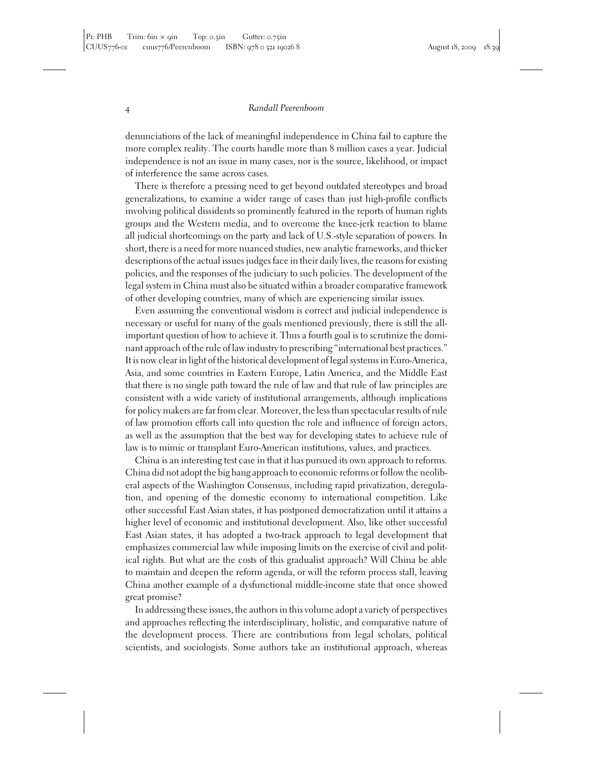denunciations of the lack of meaningful independence in China fail to capture the more complex reality. The courts handle more than 8 million cases a year. Judicial independence is not an issue in many cases, nor is the source, likelihood, or impact of interference the same across cases.

There is therefore a pressing need to get beyond outdated stereotypes and broad generalizations, to examine a wider range of cases than just high-profile conflicts involving political dissidents so prominently featured in the reports of human rights groups and the Western media, and to overcome the knee-jerk reaction to blame all judicial shortcomings on the party and lack of U.S.-style separation of powers. In short, there is a need for more nuanced studies, new analytic frameworks, and thicker descriptions of the actual issues judges face in their daily lives, the reasons for existing policies, and the responses of the judiciary to such policies. The development of the legal system in China must also be situated within a broader comparative framework of other developing countries, many of which are experiencing similar issues.

Even assuming the conventional wisdom is correct and judicial independence is necessary or useful for many of the goals mentioned previously, there is still the all-important question of how to achieve it. Thus a fourth goal is to scrutinize the dominant approach of the rule of law industry to prescribing "international best practices." It is now clear in light of the historical development of legal systems in Euro-America, Asia, and some countries in Eastern Europe, Latin America, and the Middle East that there is no single path toward the rule of law and that rule of law principles are consistent with a wide variety of institutional arrangements, although implications for policy makers are far from clear. Moreover, the less than spectacular results of rule of law promotion efforts call into question the role and influence of foreign actors, as well as the assumption that the best way for developing states to achieve rule of law is to mimic or transplant Euro-American institutions, values, and practices.

China is an interesting test case in that it has pursued its own approach to reforms. China did not adopt the big bang approach to economic reforms or follow the neoliberal aspects of the Washington Consensus, including rapid privatization, deregulation, and opening of the domestic economy to international competition. Like other successful East Asian states, it has postponed democratization until it attains a higher level of economic and institutional development. Also, like other successful East Asian states, it has adopted a two-track approach to legal development that emphasizes commercial law while imposing limits on the exercise of civil and political rights. But what are the costs of this gradualist approach? Will China be able to maintain and deepen the reform agenda, or will the reform process stall, leaving China another example of a dysfunctional middle-income state that once showed great promise?

In addressing these issues, the authors in this volume adopt a variety of perspectives and approaches reflecting the interdisciplinary, holistic, and comparative nature of the development process. There are contributions from legal scholars, political scientists, and sociologists. Some authors take an institutional approach, whereas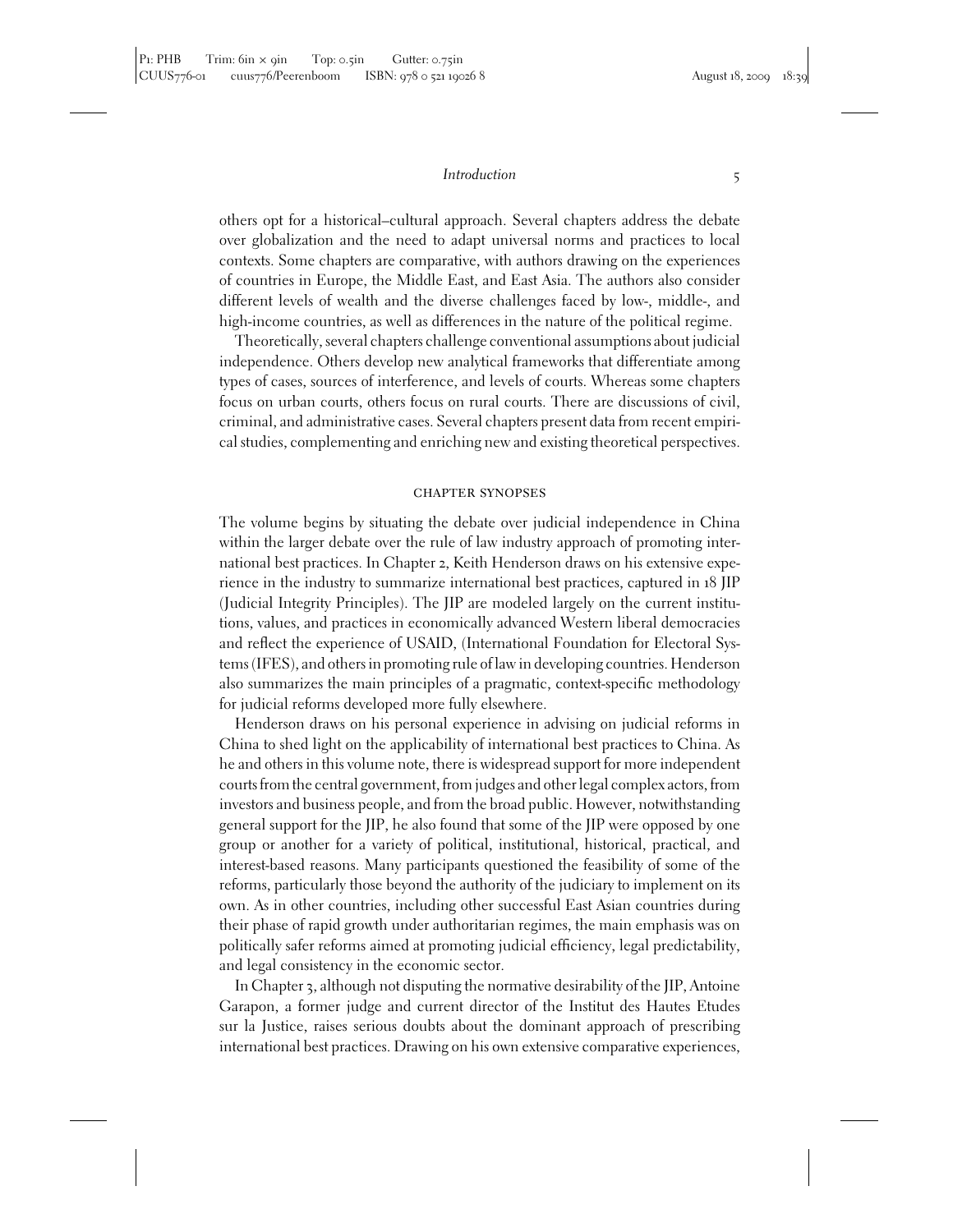others opt for a historical–cultural approach. Several chapters address the debate over globalization and the need to adapt universal norms and practices to local contexts. Some chapters are comparative, with authors drawing on the experiences of countries in Europe, the Middle East, and East Asia. The authors also consider different levels of wealth and the diverse challenges faced by low-, middle-, and high-income countries, as well as differences in the nature of the political regime.

Theoretically, several chapters challenge conventional assumptions about judicial independence. Others develop new analytical frameworks that differentiate among types of cases, sources of interference, and levels of courts. Whereas some chapters focus on urban courts, others focus on rural courts. There are discussions of civil, criminal, and administrative cases. Several chapters present data from recent empirical studies, complementing and enriching new and existing theoretical perspectives.

## CHAPTER SYNOPSES

The volume begins by situating the debate over judicial independence in China within the larger debate over the rule of law industry approach of promoting international best practices. In Chapter 2, Keith Henderson draws on his extensive experience in the industry to summarize international best practices, captured in 18 JIP (Judicial Integrity Principles). The JIP are modeled largely on the current institutions, values, and practices in economically advanced Western liberal democracies and reflect the experience of USAID, (International Foundation for Electoral Systems (IFES), and others in promoting rule of law in developing countries. Henderson also summarizes the main principles of a pragmatic, context-specific methodology for judicial reforms developed more fully elsewhere.

Henderson draws on his personal experience in advising on judicial reforms in China to shed light on the applicability of international best practices to China. As he and others in this volume note, there is widespread support for more independent courts from the central government, from judges and other legal complex actors, from investors and business people, and from the broad public. However, notwithstanding general support for the JIP, he also found that some of the JIP were opposed by one group or another for a variety of political, institutional, historical, practical, and interest-based reasons. Many participants questioned the feasibility of some of the reforms, particularly those beyond the authority of the judiciary to implement on its own. As in other countries, including other successful East Asian countries during their phase of rapid growth under authoritarian regimes, the main emphasis was on politically safer reforms aimed at promoting judicial efficiency, legal predictability, and legal consistency in the economic sector.

In Chapter 3, although not disputing the normative desirability of the JIP, Antoine Garapon, a former judge and current director of the Institut des Hautes Etudes sur la Justice, raises serious doubts about the dominant approach of prescribing international best practices. Drawing on his own extensive comparative experiences,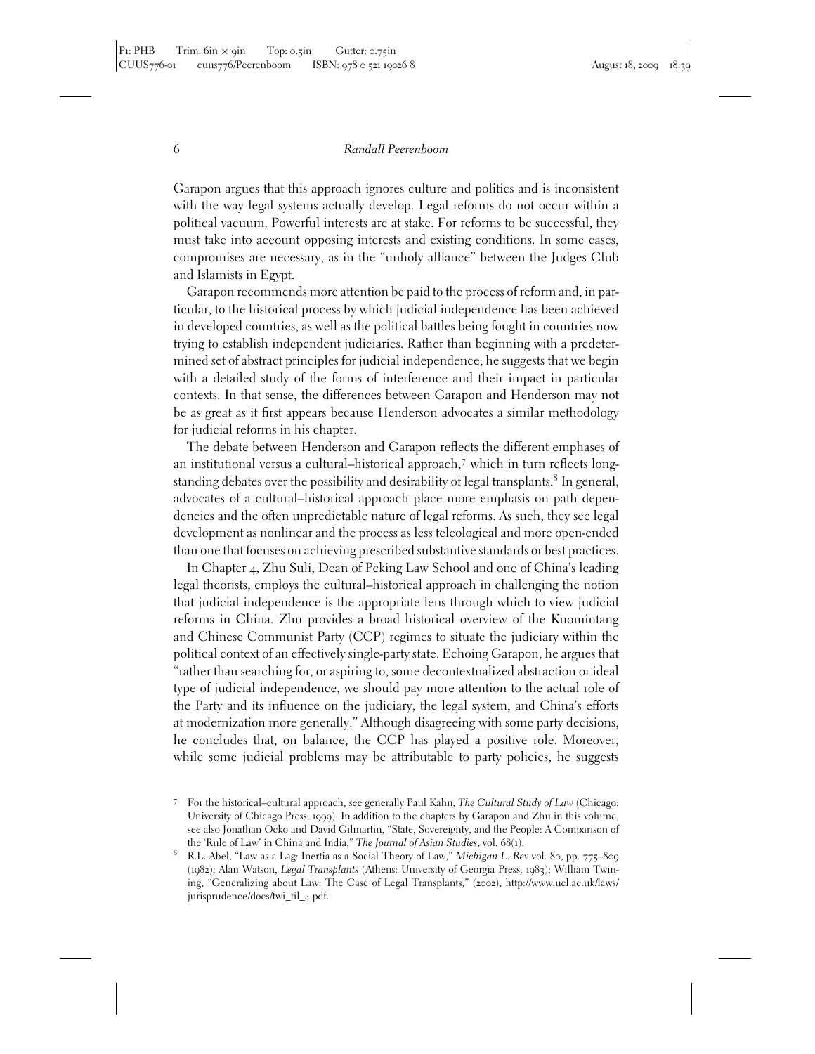Garapon argues that this approach ignores culture and politics and is inconsistent with the way legal systems actually develop. Legal reforms do not occur within a political vacuum. Powerful interests are at stake. For reforms to be successful, they must take into account opposing interests and existing conditions. In some cases, compromises are necessary, as in the "unholy alliance" between the Judges Club and Islamists in Egypt.

Garapon recommends more attention be paid to the process of reform and, in particular, to the historical process by which judicial independence has been achieved in developed countries, as well as the political battles being fought in countries now trying to establish independent judiciaries. Rather than beginning with a predetermined set of abstract principles for judicial independence, he suggests that we begin with a detailed study of the forms of interference and their impact in particular contexts. In that sense, the differences between Garapon and Henderson may not be as great as it first appears because Henderson advocates a similar methodology for judicial reforms in his chapter.

The debate between Henderson and Garapon reflects the different emphases of an institutional versus a cultural–historical approach,[7] which in turn reflects longstanding debates over the possibility and desirability of legal transplants.[8] In general, advocates of a cultural–historical approach place more emphasis on path dependencies and the often unpredictable nature of legal reforms. As such, they see legal development as nonlinear and the process as less teleological and more open-ended than one that focuses on achieving prescribed substantive standards or best practices.

In Chapter 4, Zhu Suli, Dean of Peking Law School and one of China's leading legal theorists, employs the cultural–historical approach in challenging the notion that judicial independence is the appropriate lens through which to view judicial reforms in China. Zhu provides a broad historical overview of the Kuomintang and Chinese Communist Party (CCP) regimes to situate the judiciary within the political context of an effectively single-party state. Echoing Garapon, he argues that "rather than searching for, or aspiring to, some decontextualized abstraction or ideal type of judicial independence, we should pay more attention to the actual role of the Party and its influence on the judiciary, the legal system, and China's efforts at modernization more generally." Although disagreeing with some party decisions, he concludes that, on balance, the CCP has played a positive role. Moreover, while some judicial problems may be attributable to party policies, he suggests

[7] For the historical–cultural approach, see generally Paul Kahn, *The Cultural Study of Law* (Chicago: University of Chicago Press, 1999). In addition to the chapters by Garapon and Zhu in this volume, see also Jonathan Ocko and David Gilmartin, "State, Sovereignty, and the People: A Comparison of the 'Rule of Law' in China and India," *The Journal of Asian Studies*, vol. 68(1).

[8] R.L. Abel, "Law as a Lag: Inertia as a Social Theory of Law," *Michigan L. Rev* vol. 80, pp. 775–809 (1982); Alan Watson, *Legal Transplants* (Athens: University of Georgia Press, 1983); William Twining, "Generalizing about Law: The Case of Legal Transplants," (2002), http://www.ucl.ac.uk/laws/jurisprudence/docs/twi_til_4.pdf.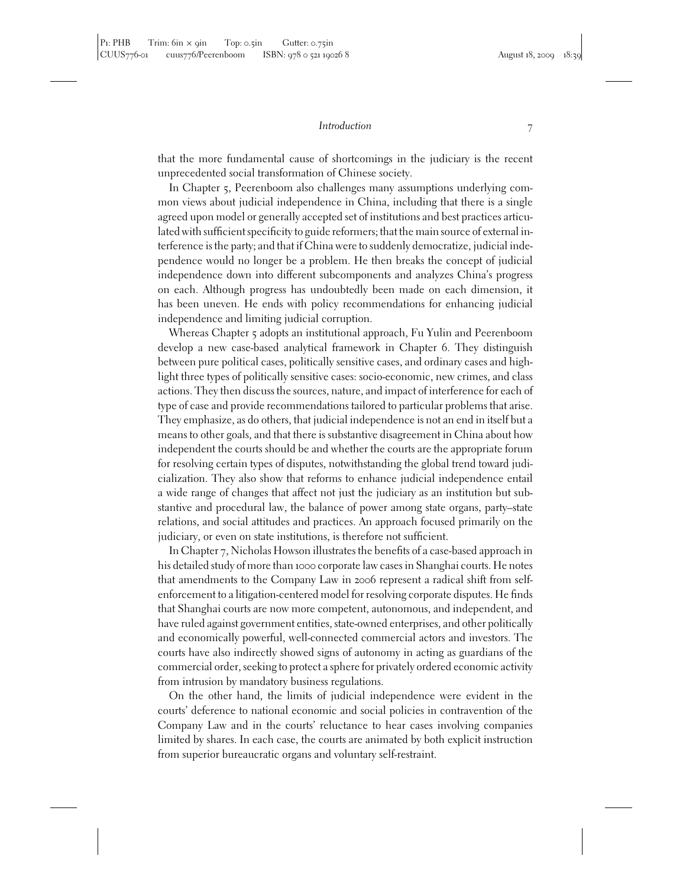that the more fundamental cause of shortcomings in the judiciary is the recent unprecedented social transformation of Chinese society.

In Chapter 5, Peerenboom also challenges many assumptions underlying common views about judicial independence in China, including that there is a single agreed upon model or generally accepted set of institutions and best practices articulated with sufficient specificity to guide reformers; that the main source of external interference is the party; and that if China were to suddenly democratize, judicial independence would no longer be a problem. He then breaks the concept of judicial independence down into different subcomponents and analyzes China's progress on each. Although progress has undoubtedly been made on each dimension, it has been uneven. He ends with policy recommendations for enhancing judicial independence and limiting judicial corruption.

Whereas Chapter 5 adopts an institutional approach, Fu Yulin and Peerenboom develop a new case-based analytical framework in Chapter 6. They distinguish between pure political cases, politically sensitive cases, and ordinary cases and highlight three types of politically sensitive cases: socio-economic, new crimes, and class actions. They then discuss the sources, nature, and impact of interference for each of type of case and provide recommendations tailored to particular problems that arise. They emphasize, as do others, that judicial independence is not an end in itself but a means to other goals, and that there is substantive disagreement in China about how independent the courts should be and whether the courts are the appropriate forum for resolving certain types of disputes, notwithstanding the global trend toward judicialization. They also show that reforms to enhance judicial independence entail a wide range of changes that affect not just the judiciary as an institution but substantive and procedural law, the balance of power among state organs, party–state relations, and social attitudes and practices. An approach focused primarily on the judiciary, or even on state institutions, is therefore not sufficient.

In Chapter 7, Nicholas Howson illustrates the benefits of a case-based approach in his detailed study of more than 1000 corporate law cases in Shanghai courts. He notes that amendments to the Company Law in 2006 represent a radical shift from self-enforcement to a litigation-centered model for resolving corporate disputes. He finds that Shanghai courts are now more competent, autonomous, and independent, and have ruled against government entities, state-owned enterprises, and other politically and economically powerful, well-connected commercial actors and investors. The courts have also indirectly showed signs of autonomy in acting as guardians of the commercial order, seeking to protect a sphere for privately ordered economic activity from intrusion by mandatory business regulations.

On the other hand, the limits of judicial independence were evident in the courts' deference to national economic and social policies in contravention of the Company Law and in the courts' reluctance to hear cases involving companies limited by shares. In each case, the courts are animated by both explicit instruction from superior bureaucratic organs and voluntary self-restraint.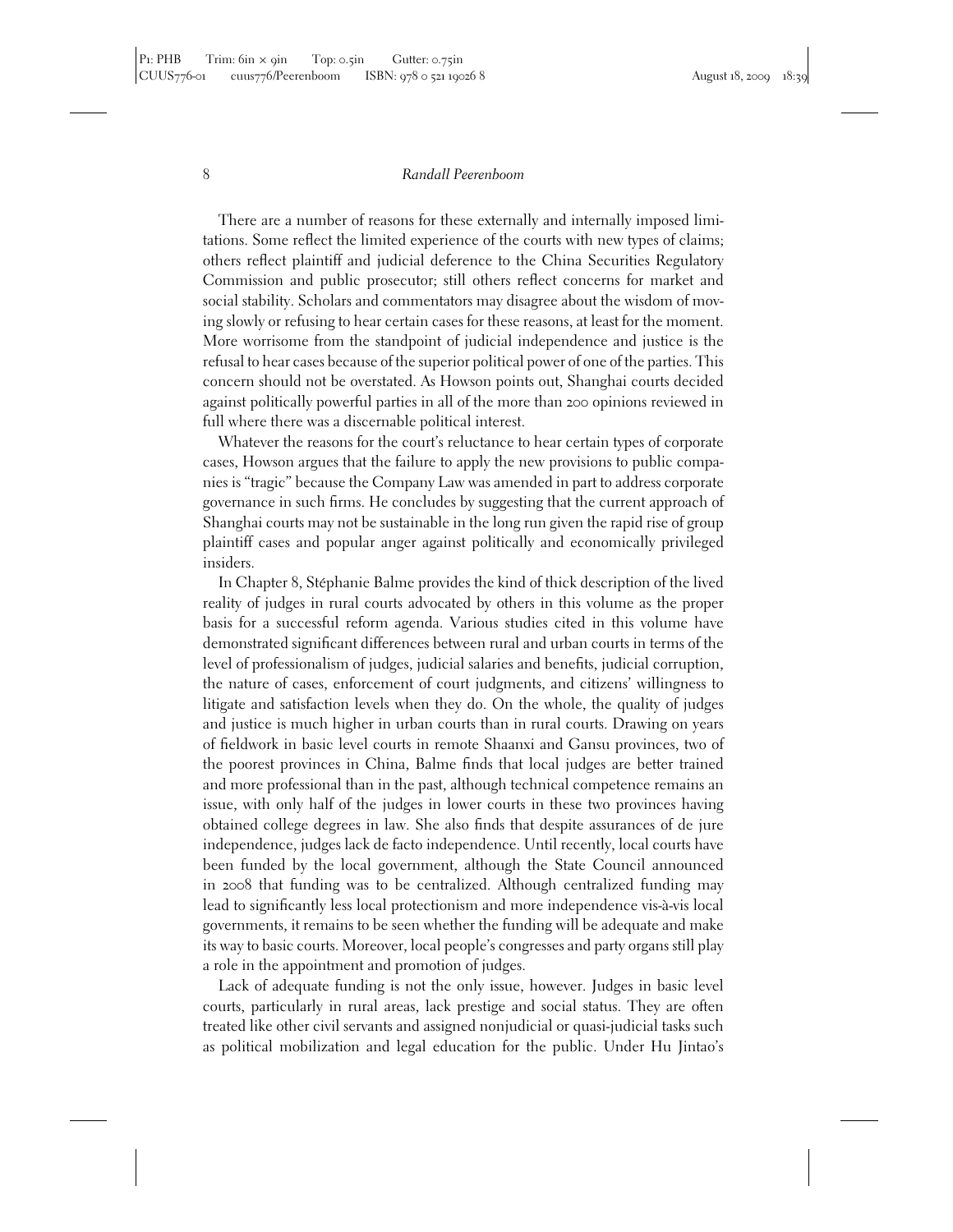There are a number of reasons for these externally and internally imposed limitations. Some reflect the limited experience of the courts with new types of claims; others reflect plaintiff and judicial deference to the China Securities Regulatory Commission and public prosecutor; still others reflect concerns for market and social stability. Scholars and commentators may disagree about the wisdom of moving slowly or refusing to hear certain cases for these reasons, at least for the moment. More worrisome from the standpoint of judicial independence and justice is the refusal to hear cases because of the superior political power of one of the parties. This concern should not be overstated. As Howson points out, Shanghai courts decided against politically powerful parties in all of the more than 200 opinions reviewed in full where there was a discernable political interest.

Whatever the reasons for the court's reluctance to hear certain types of corporate cases, Howson argues that the failure to apply the new provisions to public companies is "tragic" because the Company Law was amended in part to address corporate governance in such firms. He concludes by suggesting that the current approach of Shanghai courts may not be sustainable in the long run given the rapid rise of group plaintiff cases and popular anger against politically and economically privileged insiders.

In Chapter 8, Stéphanie Balme provides the kind of thick description of the lived reality of judges in rural courts advocated by others in this volume as the proper basis for a successful reform agenda. Various studies cited in this volume have demonstrated significant differences between rural and urban courts in terms of the level of professionalism of judges, judicial salaries and benefits, judicial corruption, the nature of cases, enforcement of court judgments, and citizens' willingness to litigate and satisfaction levels when they do. On the whole, the quality of judges and justice is much higher in urban courts than in rural courts. Drawing on years of fieldwork in basic level courts in remote Shaanxi and Gansu provinces, two of the poorest provinces in China, Balme finds that local judges are better trained and more professional than in the past, although technical competence remains an issue, with only half of the judges in lower courts in these two provinces having obtained college degrees in law. She also finds that despite assurances of de jure independence, judges lack de facto independence. Until recently, local courts have been funded by the local government, although the State Council announced in 2008 that funding was to be centralized. Although centralized funding may lead to significantly less local protectionism and more independence vis-à-vis local governments, it remains to be seen whether the funding will be adequate and make its way to basic courts. Moreover, local people's congresses and party organs still play a role in the appointment and promotion of judges.

Lack of adequate funding is not the only issue, however. Judges in basic level courts, particularly in rural areas, lack prestige and social status. They are often treated like other civil servants and assigned nonjudicial or quasi-judicial tasks such as political mobilization and legal education for the public. Under Hu Jintao's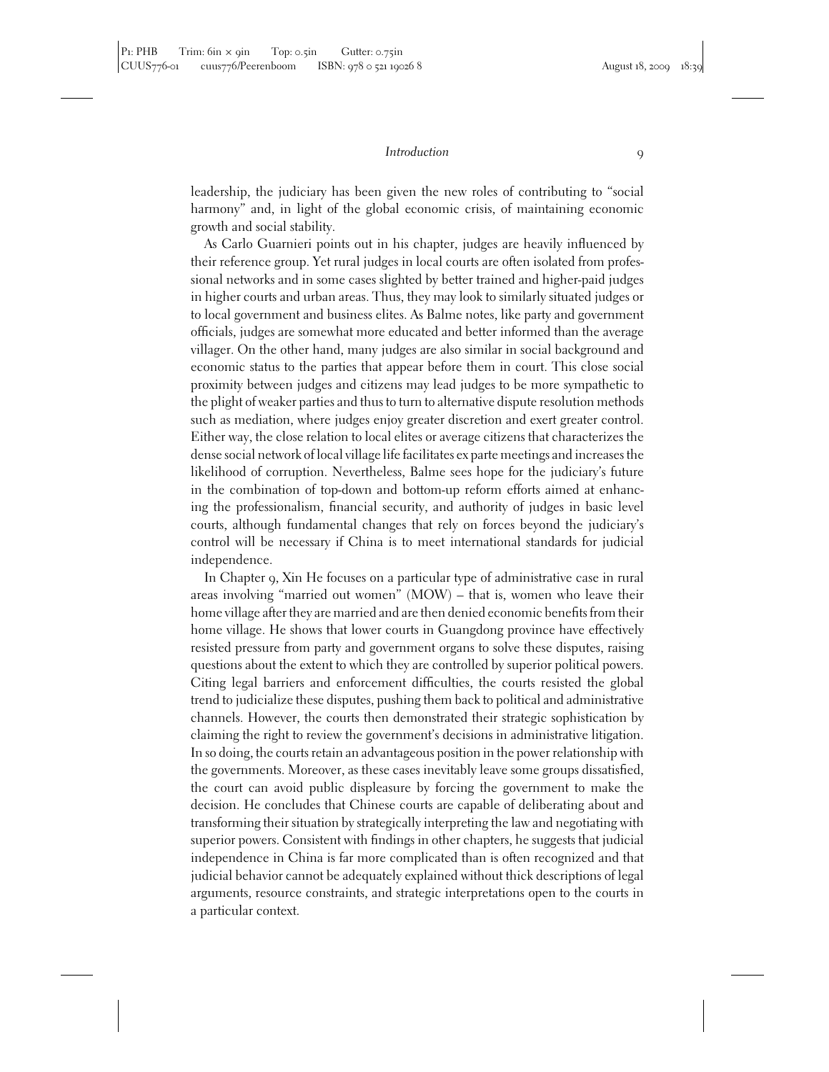leadership, the judiciary has been given the new roles of contributing to "social harmony" and, in light of the global economic crisis, of maintaining economic growth and social stability.

As Carlo Guarnieri points out in his chapter, judges are heavily influenced by their reference group. Yet rural judges in local courts are often isolated from professional networks and in some cases slighted by better trained and higher-paid judges in higher courts and urban areas. Thus, they may look to similarly situated judges or to local government and business elites. As Balme notes, like party and government officials, judges are somewhat more educated and better informed than the average villager. On the other hand, many judges are also similar in social background and economic status to the parties that appear before them in court. This close social proximity between judges and citizens may lead judges to be more sympathetic to the plight of weaker parties and thus to turn to alternative dispute resolution methods such as mediation, where judges enjoy greater discretion and exert greater control. Either way, the close relation to local elites or average citizens that characterizes the dense social network of local village life facilitates ex parte meetings and increases the likelihood of corruption. Nevertheless, Balme sees hope for the judiciary's future in the combination of top-down and bottom-up reform efforts aimed at enhancing the professionalism, financial security, and authority of judges in basic level courts, although fundamental changes that rely on forces beyond the judiciary's control will be necessary if China is to meet international standards for judicial independence.

In Chapter 9, Xin He focuses on a particular type of administrative case in rural areas involving "married out women" (MOW) – that is, women who leave their home village after they are married and are then denied economic benefits from their home village. He shows that lower courts in Guangdong province have effectively resisted pressure from party and government organs to solve these disputes, raising questions about the extent to which they are controlled by superior political powers. Citing legal barriers and enforcement difficulties, the courts resisted the global trend to judicialize these disputes, pushing them back to political and administrative channels. However, the courts then demonstrated their strategic sophistication by claiming the right to review the government's decisions in administrative litigation. In so doing, the courts retain an advantageous position in the power relationship with the governments. Moreover, as these cases inevitably leave some groups dissatisfied, the court can avoid public displeasure by forcing the government to make the decision. He concludes that Chinese courts are capable of deliberating about and transforming their situation by strategically interpreting the law and negotiating with superior powers. Consistent with findings in other chapters, he suggests that judicial independence in China is far more complicated than is often recognized and that judicial behavior cannot be adequately explained without thick descriptions of legal arguments, resource constraints, and strategic interpretations open to the courts in a particular context.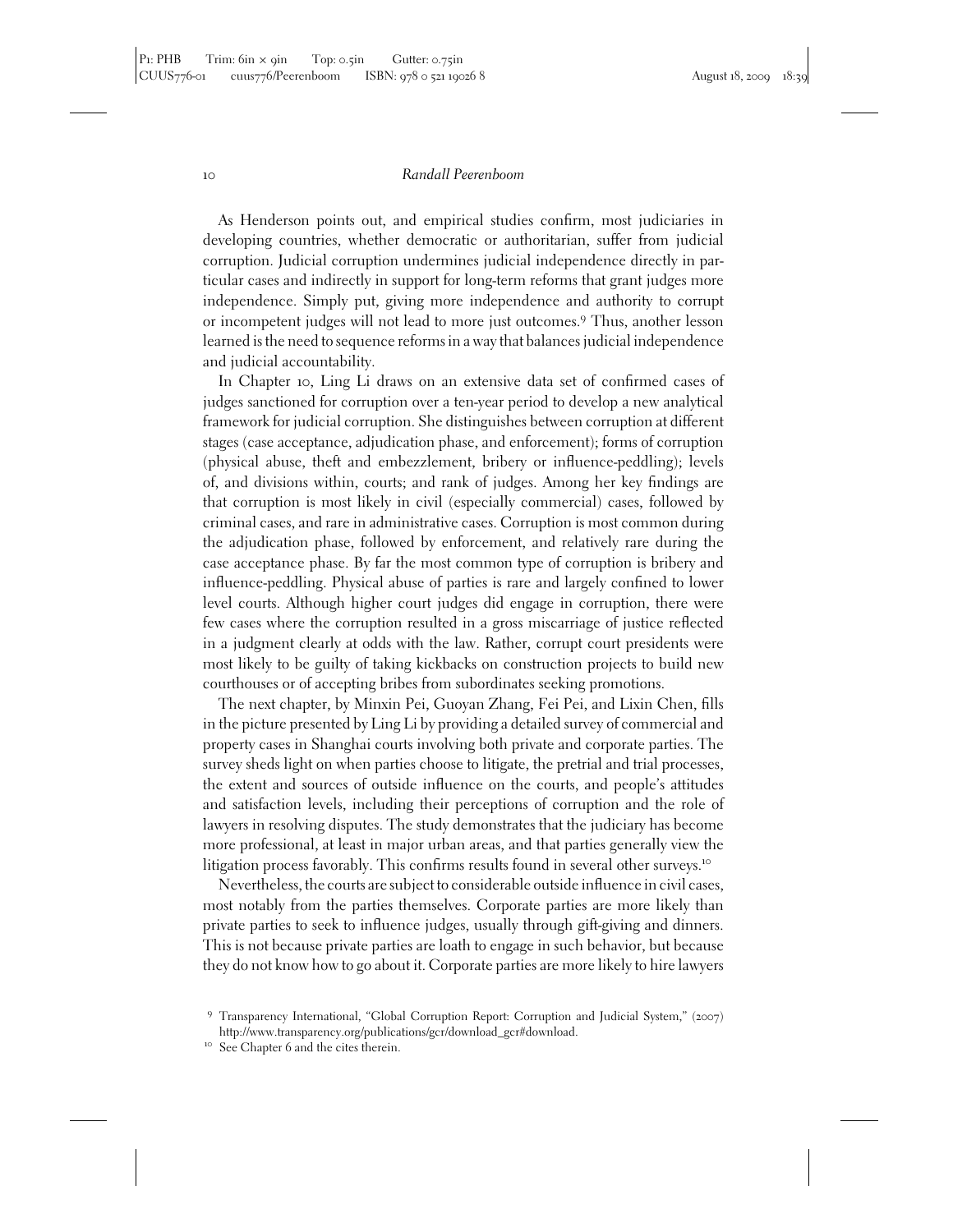As Henderson points out, and empirical studies confirm, most judiciaries in developing countries, whether democratic or authoritarian, suffer from judicial corruption. Judicial corruption undermines judicial independence directly in particular cases and indirectly in support for long-term reforms that grant judges more independence. Simply put, giving more independence and authority to corrupt or incompetent judges will not lead to more just outcomes.[9] Thus, another lesson learned is the need to sequence reforms in a way that balances judicial independence and judicial accountability.

In Chapter 10, Ling Li draws on an extensive data set of confirmed cases of judges sanctioned for corruption over a ten-year period to develop a new analytical framework for judicial corruption. She distinguishes between corruption at different stages (case acceptance, adjudication phase, and enforcement); forms of corruption (physical abuse, theft and embezzlement, bribery or influence-peddling); levels of, and divisions within, courts; and rank of judges. Among her key findings are that corruption is most likely in civil (especially commercial) cases, followed by criminal cases, and rare in administrative cases. Corruption is most common during the adjudication phase, followed by enforcement, and relatively rare during the case acceptance phase. By far the most common type of corruption is bribery and influence-peddling. Physical abuse of parties is rare and largely confined to lower level courts. Although higher court judges did engage in corruption, there were few cases where the corruption resulted in a gross miscarriage of justice reflected in a judgment clearly at odds with the law. Rather, corrupt court presidents were most likely to be guilty of taking kickbacks on construction projects to build new courthouses or of accepting bribes from subordinates seeking promotions.

The next chapter, by Minxin Pei, Guoyan Zhang, Fei Pei, and Lixin Chen, fills in the picture presented by Ling Li by providing a detailed survey of commercial and property cases in Shanghai courts involving both private and corporate parties. The survey sheds light on when parties choose to litigate, the pretrial and trial processes, the extent and sources of outside influence on the courts, and people's attitudes and satisfaction levels, including their perceptions of corruption and the role of lawyers in resolving disputes. The study demonstrates that the judiciary has become more professional, at least in major urban areas, and that parties generally view the litigation process favorably. This confirms results found in several other surveys.[10]

Nevertheless, the courts are subject to considerable outside influence in civil cases, most notably from the parties themselves. Corporate parties are more likely than private parties to seek to influence judges, usually through gift-giving and dinners. This is not because private parties are loath to engage in such behavior, but because they do not know how to go about it. Corporate parties are more likely to hire lawyers

[9] Transparency International, "Global Corruption Report: Corruption and Judicial System," (2007) http://www.transparency.org/publications/gcr/download_gcr#download.

[10] See Chapter 6 and the cites therein.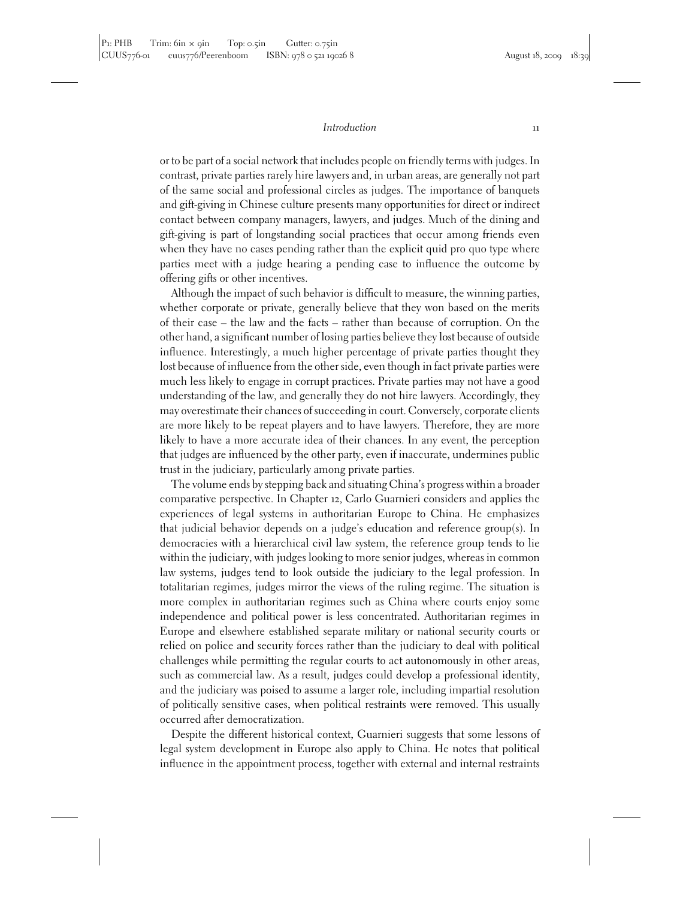or to be part of a social network that includes people on friendly terms with judges. In contrast, private parties rarely hire lawyers and, in urban areas, are generally not part of the same social and professional circles as judges. The importance of banquets and gift-giving in Chinese culture presents many opportunities for direct or indirect contact between company managers, lawyers, and judges. Much of the dining and gift-giving is part of longstanding social practices that occur among friends even when they have no cases pending rather than the explicit quid pro quo type where parties meet with a judge hearing a pending case to influence the outcome by offering gifts or other incentives.

Although the impact of such behavior is difficult to measure, the winning parties, whether corporate or private, generally believe that they won based on the merits of their case – the law and the facts – rather than because of corruption. On the other hand, a significant number of losing parties believe they lost because of outside influence. Interestingly, a much higher percentage of private parties thought they lost because of influence from the other side, even though in fact private parties were much less likely to engage in corrupt practices. Private parties may not have a good understanding of the law, and generally they do not hire lawyers. Accordingly, they may overestimate their chances of succeeding in court. Conversely, corporate clients are more likely to be repeat players and to have lawyers. Therefore, they are more likely to have a more accurate idea of their chances. In any event, the perception that judges are influenced by the other party, even if inaccurate, undermines public trust in the judiciary, particularly among private parties.

The volume ends by stepping back and situating China's progress within a broader comparative perspective. In Chapter 12, Carlo Guarnieri considers and applies the experiences of legal systems in authoritarian Europe to China. He emphasizes that judicial behavior depends on a judge's education and reference group(s). In democracies with a hierarchical civil law system, the reference group tends to lie within the judiciary, with judges looking to more senior judges, whereas in common law systems, judges tend to look outside the judiciary to the legal profession. In totalitarian regimes, judges mirror the views of the ruling regime. The situation is more complex in authoritarian regimes such as China where courts enjoy some independence and political power is less concentrated. Authoritarian regimes in Europe and elsewhere established separate military or national security courts or relied on police and security forces rather than the judiciary to deal with political challenges while permitting the regular courts to act autonomously in other areas, such as commercial law. As a result, judges could develop a professional identity, and the judiciary was poised to assume a larger role, including impartial resolution of politically sensitive cases, when political restraints were removed. This usually occurred after democratization.

Despite the different historical context, Guarnieri suggests that some lessons of legal system development in Europe also apply to China. He notes that political influence in the appointment process, together with external and internal restraints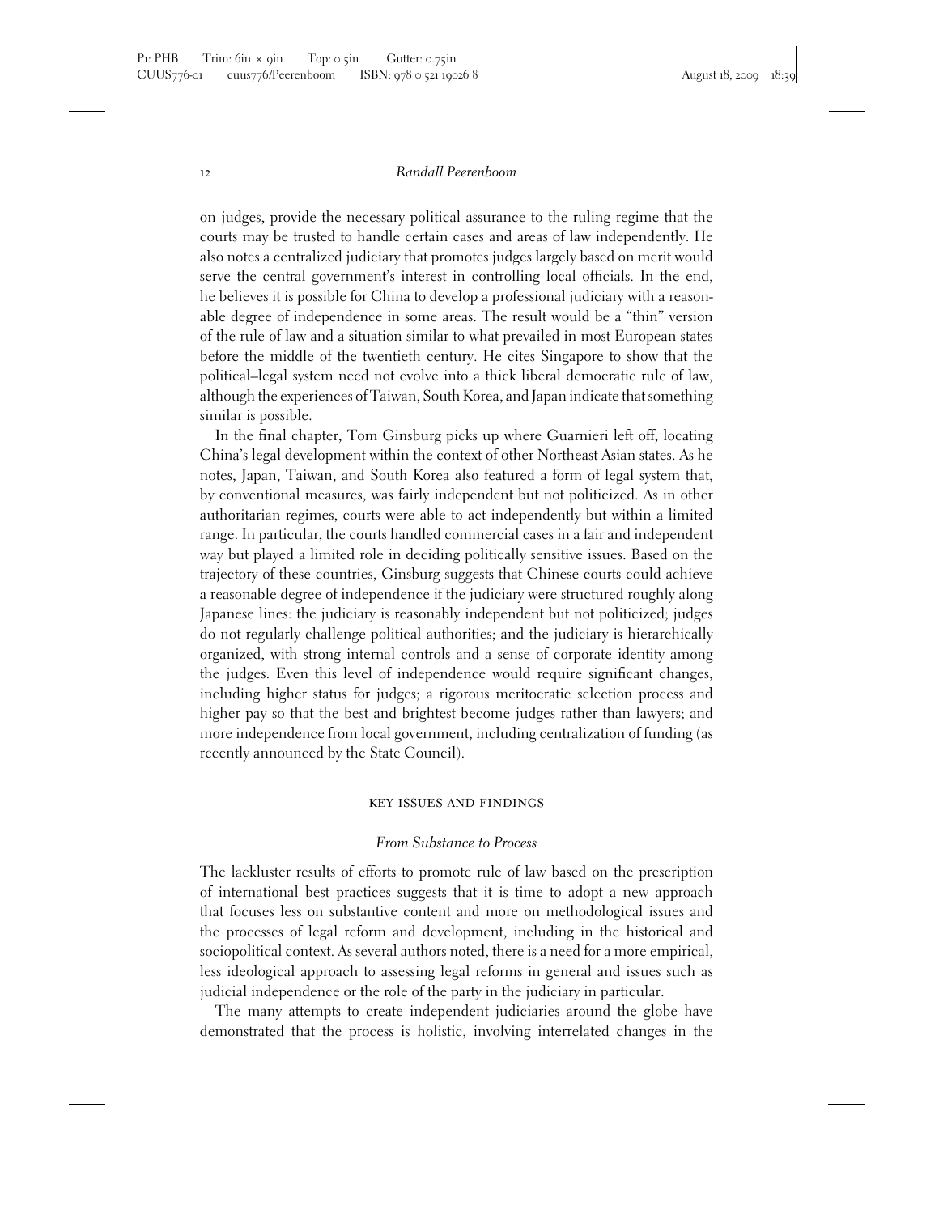on judges, provide the necessary political assurance to the ruling regime that the courts may be trusted to handle certain cases and areas of law independently. He also notes a centralized judiciary that promotes judges largely based on merit would serve the central government's interest in controlling local officials. In the end, he believes it is possible for China to develop a professional judiciary with a reasonable degree of independence in some areas. The result would be a "thin" version of the rule of law and a situation similar to what prevailed in most European states before the middle of the twentieth century. He cites Singapore to show that the political–legal system need not evolve into a thick liberal democratic rule of law, although the experiences of Taiwan, South Korea, and Japan indicate that something similar is possible.

In the final chapter, Tom Ginsburg picks up where Guarnieri left off, locating China's legal development within the context of other Northeast Asian states. As he notes, Japan, Taiwan, and South Korea also featured a form of legal system that, by conventional measures, was fairly independent but not politicized. As in other authoritarian regimes, courts were able to act independently but within a limited range. In particular, the courts handled commercial cases in a fair and independent way but played a limited role in deciding politically sensitive issues. Based on the trajectory of these countries, Ginsburg suggests that Chinese courts could achieve a reasonable degree of independence if the judiciary were structured roughly along Japanese lines: the judiciary is reasonably independent but not politicized; judges do not regularly challenge political authorities; and the judiciary is hierarchically organized, with strong internal controls and a sense of corporate identity among the judges. Even this level of independence would require significant changes, including higher status for judges; a rigorous meritocratic selection process and higher pay so that the best and brightest become judges rather than lawyers; and more independence from local government, including centralization of funding (as recently announced by the State Council).

## KEY ISSUES AND FINDINGS

### *From Substance to Process*

The lackluster results of efforts to promote rule of law based on the prescription of international best practices suggests that it is time to adopt a new approach that focuses less on substantive content and more on methodological issues and the processes of legal reform and development, including in the historical and sociopolitical context. As several authors noted, there is a need for a more empirical, less ideological approach to assessing legal reforms in general and issues such as judicial independence or the role of the party in the judiciary in particular.

The many attempts to create independent judiciaries around the globe have demonstrated that the process is holistic, involving interrelated changes in the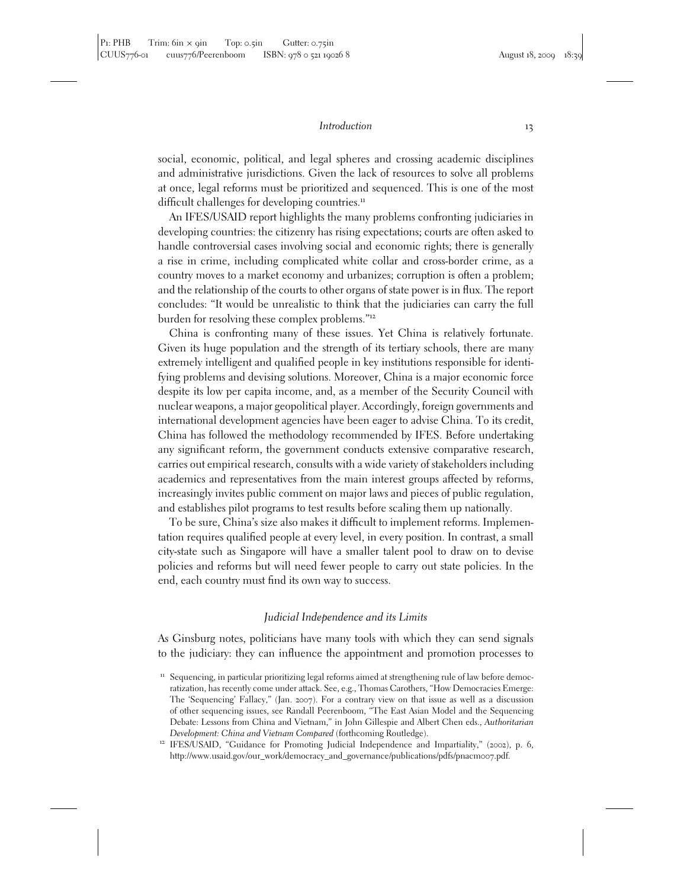social, economic, political, and legal spheres and crossing academic disciplines and administrative jurisdictions. Given the lack of resources to solve all problems at once, legal reforms must be prioritized and sequenced. This is one of the most difficult challenges for developing countries.[11]

An IFES/USAID report highlights the many problems confronting judiciaries in developing countries: the citizenry has rising expectations; courts are often asked to handle controversial cases involving social and economic rights; there is generally a rise in crime, including complicated white collar and cross-border crime, as a country moves to a market economy and urbanizes; corruption is often a problem; and the relationship of the courts to other organs of state power is in flux. The report concludes: "It would be unrealistic to think that the judiciaries can carry the full burden for resolving these complex problems."[12]

China is confronting many of these issues. Yet China is relatively fortunate. Given its huge population and the strength of its tertiary schools, there are many extremely intelligent and qualified people in key institutions responsible for identifying problems and devising solutions. Moreover, China is a major economic force despite its low per capita income, and, as a member of the Security Council with nuclear weapons, a major geopolitical player. Accordingly, foreign governments and international development agencies have been eager to advise China. To its credit, China has followed the methodology recommended by IFES. Before undertaking any significant reform, the government conducts extensive comparative research, carries out empirical research, consults with a wide variety of stakeholders including academics and representatives from the main interest groups affected by reforms, increasingly invites public comment on major laws and pieces of public regulation, and establishes pilot programs to test results before scaling them up nationally.

To be sure, China's size also makes it difficult to implement reforms. Implementation requires qualified people at every level, in every position. In contrast, a small city-state such as Singapore will have a smaller talent pool to draw on to devise policies and reforms but will need fewer people to carry out state policies. In the end, each country must find its own way to success.

### *Judicial Independence and its Limits*

As Ginsburg notes, politicians have many tools with which they can send signals to the judiciary: they can influence the appointment and promotion processes to

[11] Sequencing, in particular prioritizing legal reforms aimed at strengthening rule of law before democratization, has recently come under attack. See, e.g., Thomas Carothers, "How Democracies Emerge: The 'Sequencing' Fallacy," (Jan. 2007). For a contrary view on that issue as well as a discussion of other sequencing issues, see Randall Peerenboom, "The East Asian Model and the Sequencing Debate: Lessons from China and Vietnam," in John Gillespie and Albert Chen eds., *Authoritarian Development: China and Vietnam Compared* (forthcoming Routledge).

[12] IFES/USAID, "Guidance for Promoting Judicial Independence and Impartiality," (2002), p. 6, http://www.usaid.gov/our_work/democracy_and_governance/publications/pdfs/pnacm007.pdf.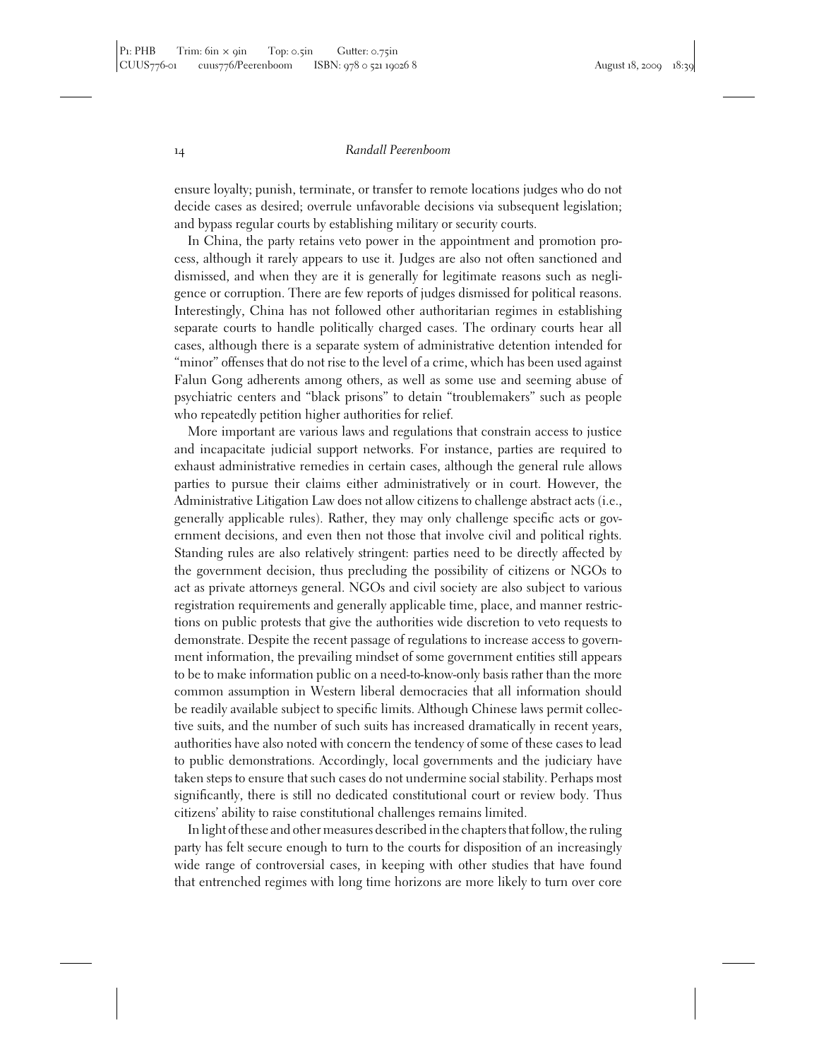ensure loyalty; punish, terminate, or transfer to remote locations judges who do not decide cases as desired; overrule unfavorable decisions via subsequent legislation; and bypass regular courts by establishing military or security courts.

In China, the party retains veto power in the appointment and promotion process, although it rarely appears to use it. Judges are also not often sanctioned and dismissed, and when they are it is generally for legitimate reasons such as negligence or corruption. There are few reports of judges dismissed for political reasons. Interestingly, China has not followed other authoritarian regimes in establishing separate courts to handle politically charged cases. The ordinary courts hear all cases, although there is a separate system of administrative detention intended for "minor" offenses that do not rise to the level of a crime, which has been used against Falun Gong adherents among others, as well as some use and seeming abuse of psychiatric centers and "black prisons" to detain "troublemakers" such as people who repeatedly petition higher authorities for relief.

More important are various laws and regulations that constrain access to justice and incapacitate judicial support networks. For instance, parties are required to exhaust administrative remedies in certain cases, although the general rule allows parties to pursue their claims either administratively or in court. However, the Administrative Litigation Law does not allow citizens to challenge abstract acts (i.e., generally applicable rules). Rather, they may only challenge specific acts or government decisions, and even then not those that involve civil and political rights. Standing rules are also relatively stringent: parties need to be directly affected by the government decision, thus precluding the possibility of citizens or NGOs to act as private attorneys general. NGOs and civil society are also subject to various registration requirements and generally applicable time, place, and manner restrictions on public protests that give the authorities wide discretion to veto requests to demonstrate. Despite the recent passage of regulations to increase access to government information, the prevailing mindset of some government entities still appears to be to make information public on a need-to-know-only basis rather than the more common assumption in Western liberal democracies that all information should be readily available subject to specific limits. Although Chinese laws permit collective suits, and the number of such suits has increased dramatically in recent years, authorities have also noted with concern the tendency of some of these cases to lead to public demonstrations. Accordingly, local governments and the judiciary have taken steps to ensure that such cases do not undermine social stability. Perhaps most significantly, there is still no dedicated constitutional court or review body. Thus citizens' ability to raise constitutional challenges remains limited.

In light of these and other measures described in the chapters that follow, the ruling party has felt secure enough to turn to the courts for disposition of an increasingly wide range of controversial cases, in keeping with other studies that have found that entrenched regimes with long time horizons are more likely to turn over core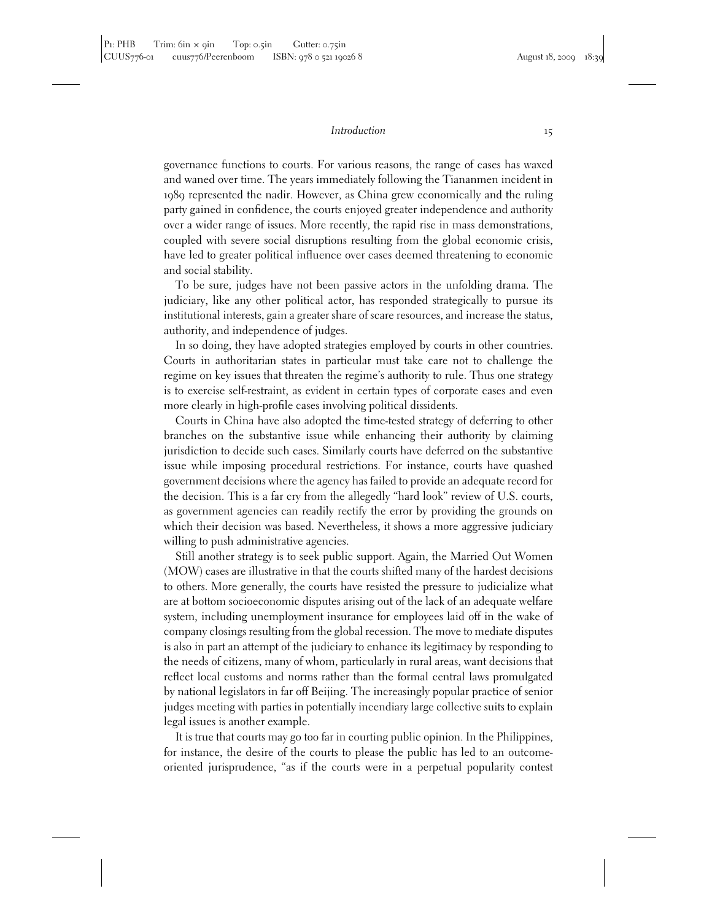governance functions to courts. For various reasons, the range of cases has waxed and waned over time. The years immediately following the Tiananmen incident in 1989 represented the nadir. However, as China grew economically and the ruling party gained in confidence, the courts enjoyed greater independence and authority over a wider range of issues. More recently, the rapid rise in mass demonstrations, coupled with severe social disruptions resulting from the global economic crisis, have led to greater political influence over cases deemed threatening to economic and social stability.

To be sure, judges have not been passive actors in the unfolding drama. The judiciary, like any other political actor, has responded strategically to pursue its institutional interests, gain a greater share of scare resources, and increase the status, authority, and independence of judges.

In so doing, they have adopted strategies employed by courts in other countries. Courts in authoritarian states in particular must take care not to challenge the regime on key issues that threaten the regime's authority to rule. Thus one strategy is to exercise self-restraint, as evident in certain types of corporate cases and even more clearly in high-profile cases involving political dissidents.

Courts in China have also adopted the time-tested strategy of deferring to other branches on the substantive issue while enhancing their authority by claiming jurisdiction to decide such cases. Similarly courts have deferred on the substantive issue while imposing procedural restrictions. For instance, courts have quashed government decisions where the agency has failed to provide an adequate record for the decision. This is a far cry from the allegedly "hard look" review of U.S. courts, as government agencies can readily rectify the error by providing the grounds on which their decision was based. Nevertheless, it shows a more aggressive judiciary willing to push administrative agencies.

Still another strategy is to seek public support. Again, the Married Out Women (MOW) cases are illustrative in that the courts shifted many of the hardest decisions to others. More generally, the courts have resisted the pressure to judicialize what are at bottom socioeconomic disputes arising out of the lack of an adequate welfare system, including unemployment insurance for employees laid off in the wake of company closings resulting from the global recession. The move to mediate disputes is also in part an attempt of the judiciary to enhance its legitimacy by responding to the needs of citizens, many of whom, particularly in rural areas, want decisions that reflect local customs and norms rather than the formal central laws promulgated by national legislators in far off Beijing. The increasingly popular practice of senior judges meeting with parties in potentially incendiary large collective suits to explain legal issues is another example.

It is true that courts may go too far in courting public opinion. In the Philippines, for instance, the desire of the courts to please the public has led to an outcome-oriented jurisprudence, "as if the courts were in a perpetual popularity contest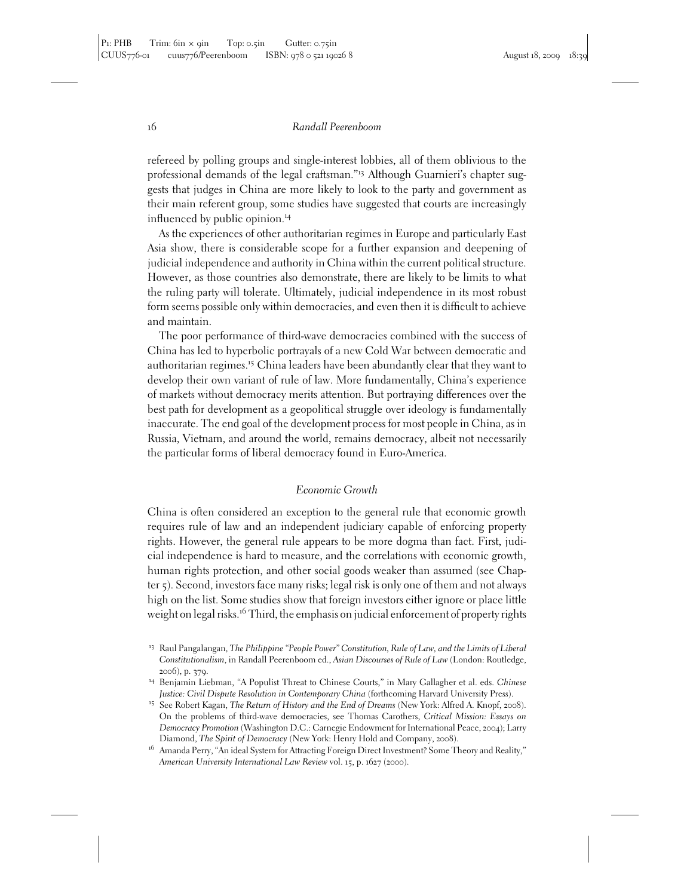refereed by polling groups and single-interest lobbies, all of them oblivious to the professional demands of the legal craftsman."[13] Although Guarnieri's chapter suggests that judges in China are more likely to look to the party and government as their main referent group, some studies have suggested that courts are increasingly influenced by public opinion.[14]

As the experiences of other authoritarian regimes in Europe and particularly East Asia show, there is considerable scope for a further expansion and deepening of judicial independence and authority in China within the current political structure. However, as those countries also demonstrate, there are likely to be limits to what the ruling party will tolerate. Ultimately, judicial independence in its most robust form seems possible only within democracies, and even then it is difficult to achieve and maintain.

The poor performance of third-wave democracies combined with the success of China has led to hyperbolic portrayals of a new Cold War between democratic and authoritarian regimes.[15] China leaders have been abundantly clear that they want to develop their own variant of rule of law. More fundamentally, China's experience of markets without democracy merits attention. But portraying differences over the best path for development as a geopolitical struggle over ideology is fundamentally inaccurate. The end goal of the development process for most people in China, as in Russia, Vietnam, and around the world, remains democracy, albeit not necessarily the particular forms of liberal democracy found in Euro-America.

### *Economic Growth*

China is often considered an exception to the general rule that economic growth requires rule of law and an independent judiciary capable of enforcing property rights. However, the general rule appears to be more dogma than fact. First, judicial independence is hard to measure, and the correlations with economic growth, human rights protection, and other social goods weaker than assumed (see Chapter 5). Second, investors face many risks; legal risk is only one of them and not always high on the list. Some studies show that foreign investors either ignore or place little weight on legal risks.[16] Third, the emphasis on judicial enforcement of property rights

[13] Raul Pangalangan, *The Philippine "People Power" Constitution, Rule of Law, and the Limits of Liberal Constitutionalism*, in Randall Peerenboom ed., *Asian Discourses of Rule of Law* (London: Routledge, 2006), p. 379.

[14] Benjamin Liebman, "A Populist Threat to Chinese Courts," in Mary Gallagher et al. eds. *Chinese Justice: Civil Dispute Resolution in Contemporary China* (forthcoming Harvard University Press).

[15] See Robert Kagan, *The Return of History and the End of Dreams* (New York: Alfred A. Knopf, 2008). On the problems of third-wave democracies, see Thomas Carothers, *Critical Mission: Essays on Democracy Promotion* (Washington D.C.: Carnegie Endowment for International Peace, 2004); Larry Diamond, *The Spirit of Democracy* (New York: Henry Hold and Company, 2008).

[16] Amanda Perry, "An ideal System for Attracting Foreign Direct Investment? Some Theory and Reality," *American University International Law Review* vol. 15, p. 1627 (2000).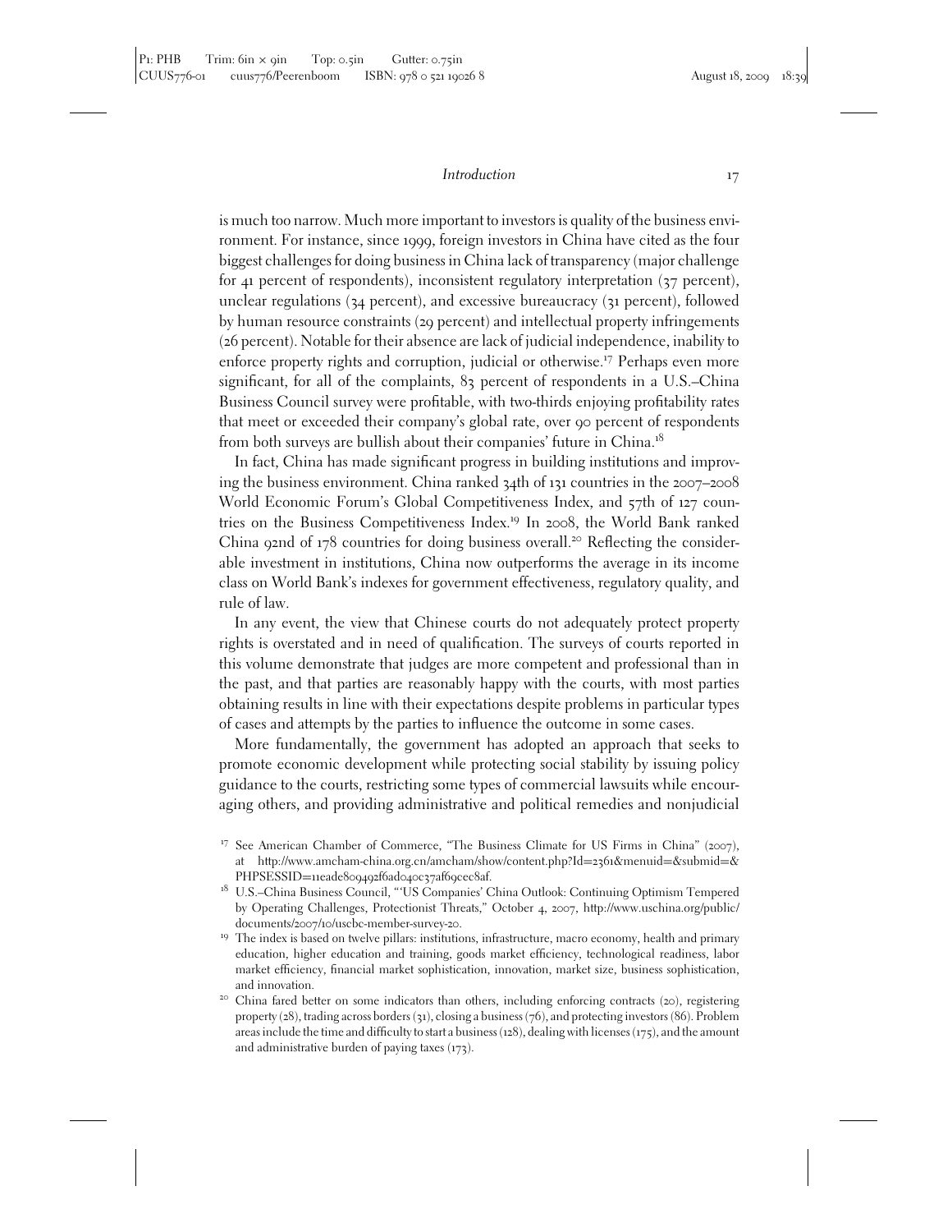is much too narrow. Much more important to investors is quality of the business environment. For instance, since 1999, foreign investors in China have cited as the four biggest challenges for doing business in China lack of transparency (major challenge for 41 percent of respondents), inconsistent regulatory interpretation (37 percent), unclear regulations (34 percent), and excessive bureaucracy (31 percent), followed by human resource constraints (29 percent) and intellectual property infringements (26 percent). Notable for their absence are lack of judicial independence, inability to enforce property rights and corruption, judicial or otherwise.[17] Perhaps even more significant, for all of the complaints, 83 percent of respondents in a U.S.–China Business Council survey were profitable, with two-thirds enjoying profitability rates that meet or exceeded their company's global rate, over 90 percent of respondents from both surveys are bullish about their companies' future in China.[18]

In fact, China has made significant progress in building institutions and improving the business environment. China ranked 34th of 131 countries in the 2007–2008 World Economic Forum's Global Competitiveness Index, and 57th of 127 countries on the Business Competitiveness Index.[19] In 2008, the World Bank ranked China 92nd of 178 countries for doing business overall.[20] Reflecting the considerable investment in institutions, China now outperforms the average in its income class on World Bank's indexes for government effectiveness, regulatory quality, and rule of law.

In any event, the view that Chinese courts do not adequately protect property rights is overstated and in need of qualification. The surveys of courts reported in this volume demonstrate that judges are more competent and professional than in the past, and that parties are reasonably happy with the courts, with most parties obtaining results in line with their expectations despite problems in particular types of cases and attempts by the parties to influence the outcome in some cases.

More fundamentally, the government has adopted an approach that seeks to promote economic development while protecting social stability by issuing policy guidance to the courts, restricting some types of commercial lawsuits while encouraging others, and providing administrative and political remedies and nonjudicial

[17] See American Chamber of Commerce, "The Business Climate for US Firms in China" (2007), at http://www.amcham-china.org.cn/amcham/show/content.php?Id=2361&menuid=&submid=&PHPSESSID=11eade809492f6ad040c37af69cec8af.

[18] U.S.–China Business Council, "'US Companies' China Outlook: Continuing Optimism Tempered by Operating Challenges, Protectionist Threats," October 4, 2007, http://www.uschina.org/public/documents/2007/10/uscbc-member-survey-20.

[19] The index is based on twelve pillars: institutions, infrastructure, macro economy, health and primary education, higher education and training, goods market efficiency, technological readiness, labor market efficiency, financial market sophistication, innovation, market size, business sophistication, and innovation.

[20] China fared better on some indicators than others, including enforcing contracts (20), registering property (28), trading across borders (31), closing a business (76), and protecting investors (86). Problem areas include the time and difficulty to start a business (128), dealing with licenses (175), and the amount and administrative burden of paying taxes (173).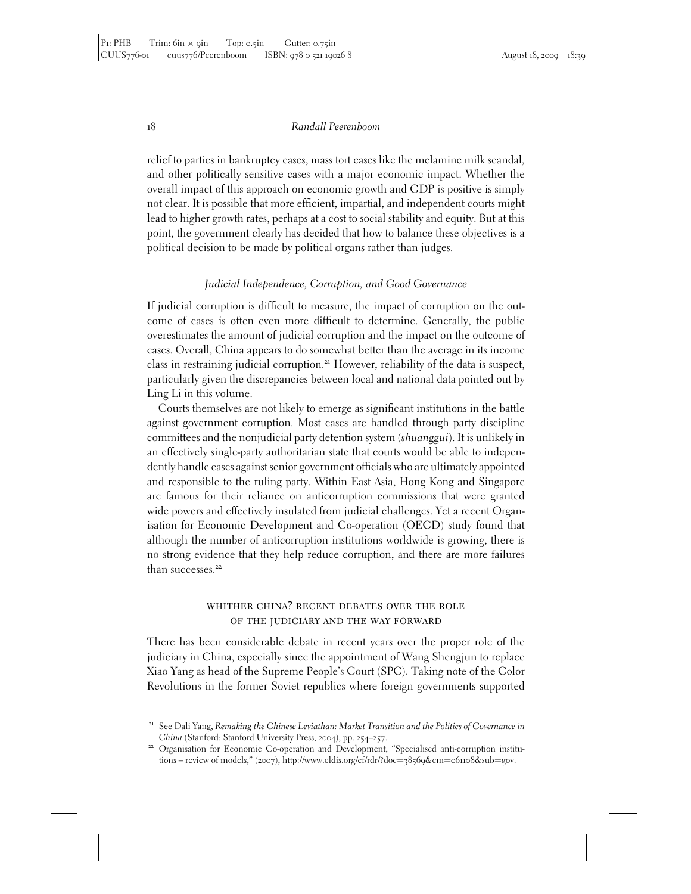relief to parties in bankruptcy cases, mass tort cases like the melamine milk scandal, and other politically sensitive cases with a major economic impact. Whether the overall impact of this approach on economic growth and GDP is positive is simply not clear. It is possible that more efficient, impartial, and independent courts might lead to higher growth rates, perhaps at a cost to social stability and equity. But at this point, the government clearly has decided that how to balance these objectives is a political decision to be made by political organs rather than judges.

### *Judicial Independence, Corruption, and Good Governance*

If judicial corruption is difficult to measure, the impact of corruption on the outcome of cases is often even more difficult to determine. Generally, the public overestimates the amount of judicial corruption and the impact on the outcome of cases. Overall, China appears to do somewhat better than the average in its income class in restraining judicial corruption.[21] However, reliability of the data is suspect, particularly given the discrepancies between local and national data pointed out by Ling Li in this volume.

Courts themselves are not likely to emerge as significant institutions in the battle against government corruption. Most cases are handled through party discipline committees and the nonjudicial party detention system (*shuanggui*). It is unlikely in an effectively single-party authoritarian state that courts would be able to independently handle cases against senior government officials who are ultimately appointed and responsible to the ruling party. Within East Asia, Hong Kong and Singapore are famous for their reliance on anticorruption commissions that were granted wide powers and effectively insulated from judicial challenges. Yet a recent Organisation for Economic Development and Co-operation (OECD) study found that although the number of anticorruption institutions worldwide is growing, there is no strong evidence that they help reduce corruption, and there are more failures than successes.[22]

## WHITHER CHINA? RECENT DEBATES OVER THE ROLE OF THE JUDICIARY AND THE WAY FORWARD

There has been considerable debate in recent years over the proper role of the judiciary in China, especially since the appointment of Wang Shengjun to replace Xiao Yang as head of the Supreme People's Court (SPC). Taking note of the Color Revolutions in the former Soviet republics where foreign governments supported

[21] See Dali Yang, *Remaking the Chinese Leviathan: Market Transition and the Politics of Governance in China* (Stanford: Stanford University Press, 2004), pp. 254–257.

[22] Organisation for Economic Co-operation and Development, "Specialised anti-corruption institutions – review of models," (2007), http://www.eldis.org/cf/rdr/?doc=38569&em=061108&sub=gov.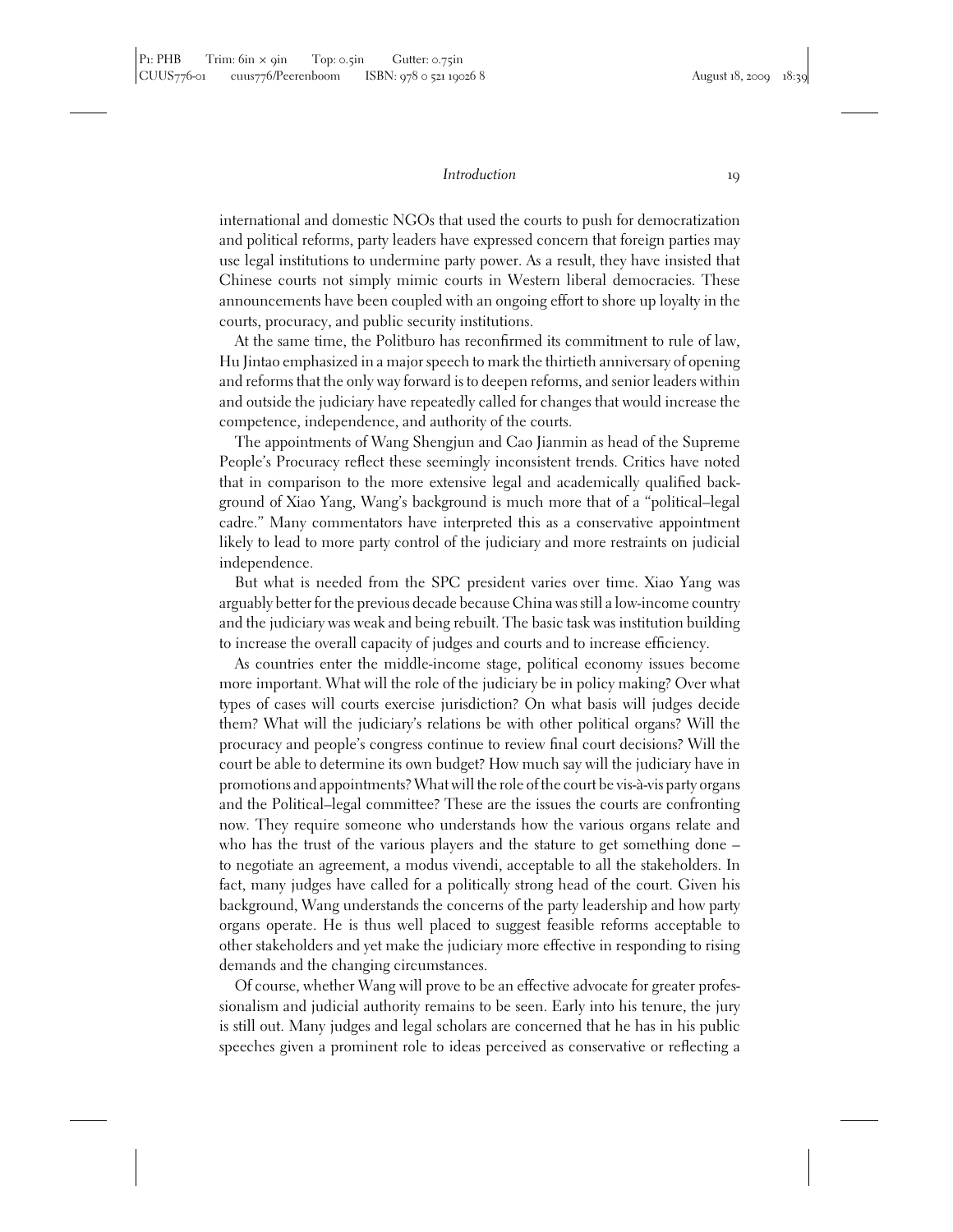international and domestic NGOs that used the courts to push for democratization and political reforms, party leaders have expressed concern that foreign parties may use legal institutions to undermine party power. As a result, they have insisted that Chinese courts not simply mimic courts in Western liberal democracies. These announcements have been coupled with an ongoing effort to shore up loyalty in the courts, procuracy, and public security institutions.

At the same time, the Politburo has reconfirmed its commitment to rule of law, Hu Jintao emphasized in a major speech to mark the thirtieth anniversary of opening and reforms that the only way forward is to deepen reforms, and senior leaders within and outside the judiciary have repeatedly called for changes that would increase the competence, independence, and authority of the courts.

The appointments of Wang Shengjun and Cao Jianmin as head of the Supreme People's Procuracy reflect these seemingly inconsistent trends. Critics have noted that in comparison to the more extensive legal and academically qualified background of Xiao Yang, Wang's background is much more that of a "political–legal cadre." Many commentators have interpreted this as a conservative appointment likely to lead to more party control of the judiciary and more restraints on judicial independence.

But what is needed from the SPC president varies over time. Xiao Yang was arguably better for the previous decade because China was still a low-income country and the judiciary was weak and being rebuilt. The basic task was institution building to increase the overall capacity of judges and courts and to increase efficiency.

As countries enter the middle-income stage, political economy issues become more important. What will the role of the judiciary be in policy making? Over what types of cases will courts exercise jurisdiction? On what basis will judges decide them? What will the judiciary's relations be with other political organs? Will the procuracy and people's congress continue to review final court decisions? Will the court be able to determine its own budget? How much say will the judiciary have in promotions and appointments? What will the role of the court be vis-à-vis party organs and the Political–legal committee? These are the issues the courts are confronting now. They require someone who understands how the various organs relate and who has the trust of the various players and the stature to get something done – to negotiate an agreement, a modus vivendi, acceptable to all the stakeholders. In fact, many judges have called for a politically strong head of the court. Given his background, Wang understands the concerns of the party leadership and how party organs operate. He is thus well placed to suggest feasible reforms acceptable to other stakeholders and yet make the judiciary more effective in responding to rising demands and the changing circumstances.

Of course, whether Wang will prove to be an effective advocate for greater professionalism and judicial authority remains to be seen. Early into his tenure, the jury is still out. Many judges and legal scholars are concerned that he has in his public speeches given a prominent role to ideas perceived as conservative or reflecting a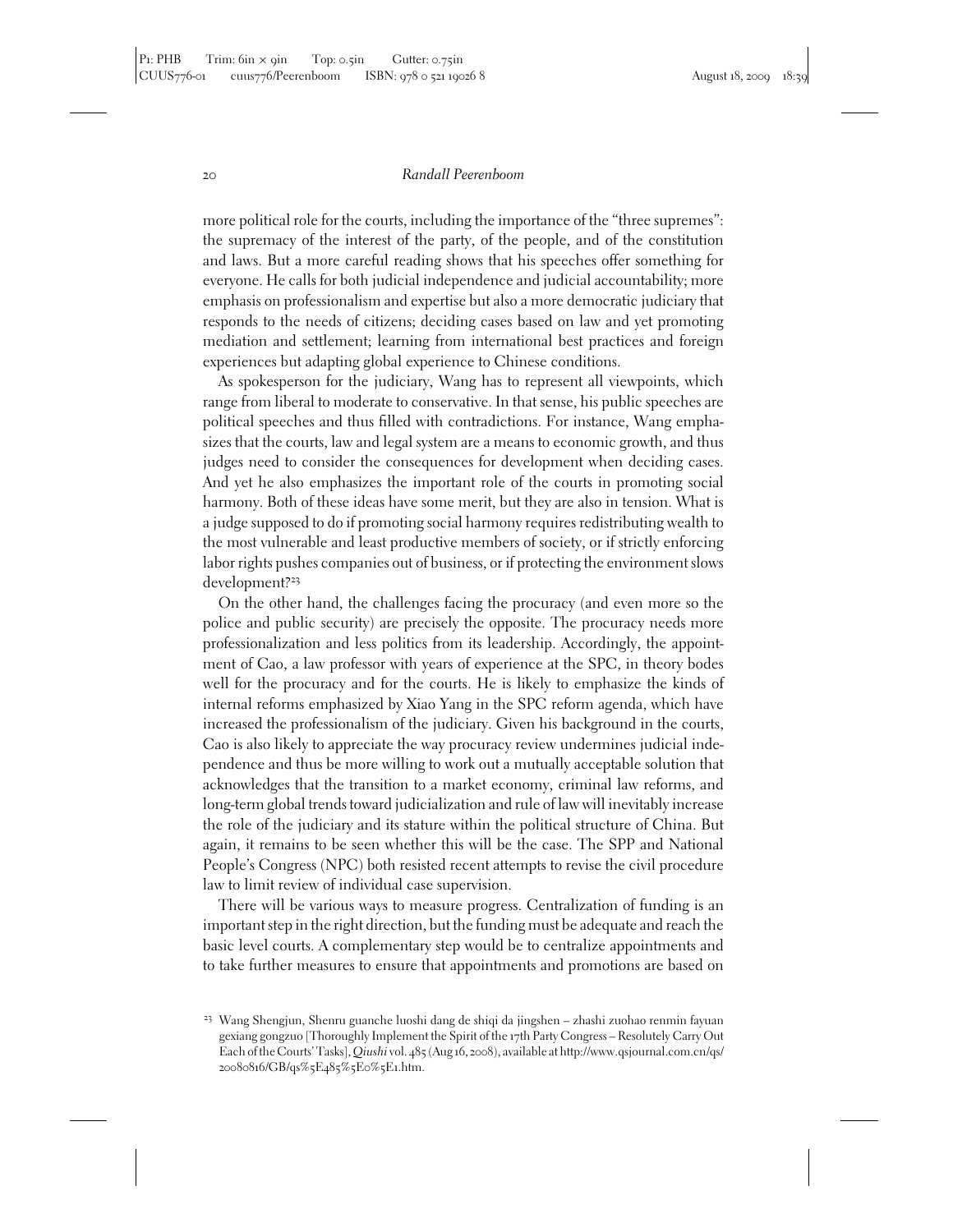more political role for the courts, including the importance of the "three supremes": the supremacy of the interest of the party, of the people, and of the constitution and laws. But a more careful reading shows that his speeches offer something for everyone. He calls for both judicial independence and judicial accountability; more emphasis on professionalism and expertise but also a more democratic judiciary that responds to the needs of citizens; deciding cases based on law and yet promoting mediation and settlement; learning from international best practices and foreign experiences but adapting global experience to Chinese conditions.

As spokesperson for the judiciary, Wang has to represent all viewpoints, which range from liberal to moderate to conservative. In that sense, his public speeches are political speeches and thus filled with contradictions. For instance, Wang emphasizes that the courts, law and legal system are a means to economic growth, and thus judges need to consider the consequences for development when deciding cases. And yet he also emphasizes the important role of the courts in promoting social harmony. Both of these ideas have some merit, but they are also in tension. What is a judge supposed to do if promoting social harmony requires redistributing wealth to the most vulnerable and least productive members of society, or if strictly enforcing labor rights pushes companies out of business, or if protecting the environment slows development?[23]

On the other hand, the challenges facing the procuracy (and even more so the police and public security) are precisely the opposite. The procuracy needs more professionalization and less politics from its leadership. Accordingly, the appointment of Cao, a law professor with years of experience at the SPC, in theory bodes well for the procuracy and for the courts. He is likely to emphasize the kinds of internal reforms emphasized by Xiao Yang in the SPC reform agenda, which have increased the professionalism of the judiciary. Given his background in the courts, Cao is also likely to appreciate the way procuracy review undermines judicial independence and thus be more willing to work out a mutually acceptable solution that acknowledges that the transition to a market economy, criminal law reforms, and long-term global trends toward judicialization and rule of law will inevitably increase the role of the judiciary and its stature within the political structure of China. But again, it remains to be seen whether this will be the case. The SPP and National People's Congress (NPC) both resisted recent attempts to revise the civil procedure law to limit review of individual case supervision.

There will be various ways to measure progress. Centralization of funding is an important step in the right direction, but the funding must be adequate and reach the basic level courts. A complementary step would be to centralize appointments and to take further measures to ensure that appointments and promotions are based on

[23] Wang Shengjun, Shenru guanche luoshi dang de shiqi da jingshen – zhashi zuohao renmin fayuan gexiang gongzuo [Thoroughly Implement the Spirit of the 17th Party Congress – Resolutely Carry Out Each of the Courts' Tasks], *Qiushi* vol. 485 (Aug 16, 2008), available at http://www.qsjournal.com.cn/qs/20080816/GB/qs%5E485%5E0%5E1.htm.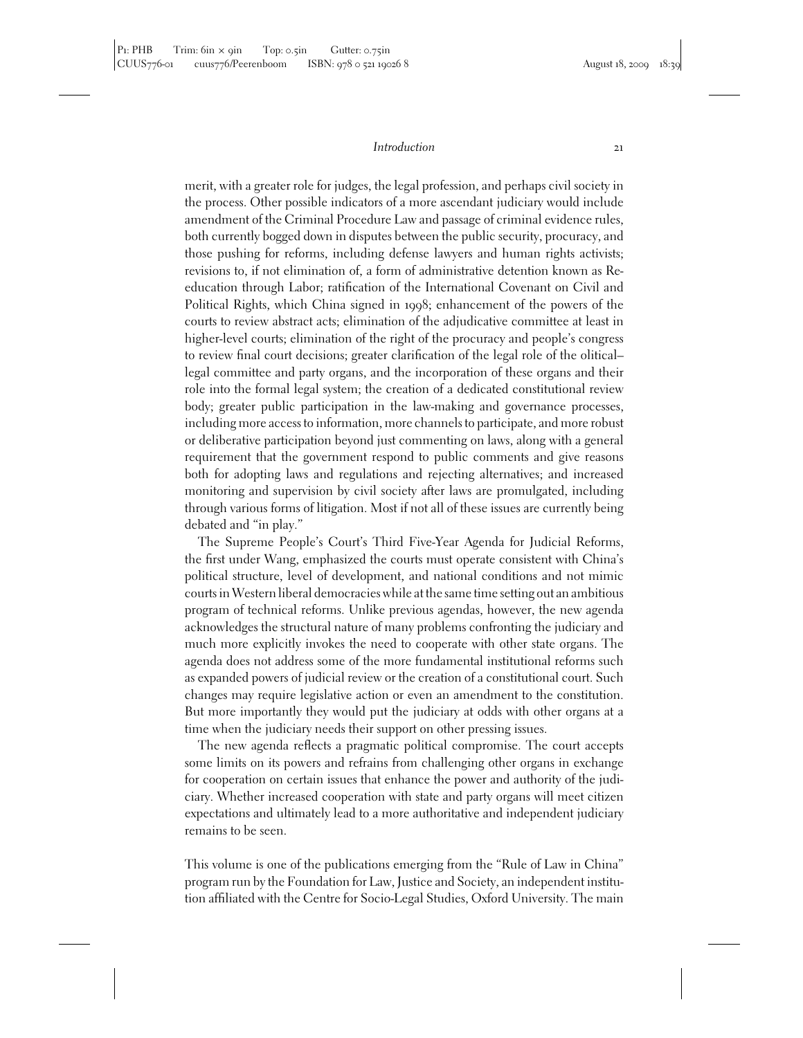merit, with a greater role for judges, the legal profession, and perhaps civil society in the process. Other possible indicators of a more ascendant judiciary would include amendment of the Criminal Procedure Law and passage of criminal evidence rules, both currently bogged down in disputes between the public security, procuracy, and those pushing for reforms, including defense lawyers and human rights activists; revisions to, if not elimination of, a form of administrative detention known as Re-education through Labor; ratification of the International Covenant on Civil and Political Rights, which China signed in 1998; enhancement of the powers of the courts to review abstract acts; elimination of the adjudicative committee at least in higher-level courts; elimination of the right of the procuracy and people's congress to review final court decisions; greater clarification of the legal role of the olitical–legal committee and party organs, and the incorporation of these organs and their role into the formal legal system; the creation of a dedicated constitutional review body; greater public participation in the law-making and governance processes, including more access to information, more channels to participate, and more robust or deliberative participation beyond just commenting on laws, along with a general requirement that the government respond to public comments and give reasons both for adopting laws and regulations and rejecting alternatives; and increased monitoring and supervision by civil society after laws are promulgated, including through various forms of litigation. Most if not all of these issues are currently being debated and "in play."

The Supreme People's Court's Third Five-Year Agenda for Judicial Reforms, the first under Wang, emphasized the courts must operate consistent with China's political structure, level of development, and national conditions and not mimic courts in Western liberal democracies while at the same time setting out an ambitious program of technical reforms. Unlike previous agendas, however, the new agenda acknowledges the structural nature of many problems confronting the judiciary and much more explicitly invokes the need to cooperate with other state organs. The agenda does not address some of the more fundamental institutional reforms such as expanded powers of judicial review or the creation of a constitutional court. Such changes may require legislative action or even an amendment to the constitution. But more importantly they would put the judiciary at odds with other organs at a time when the judiciary needs their support on other pressing issues.

The new agenda reflects a pragmatic political compromise. The court accepts some limits on its powers and refrains from challenging other organs in exchange for cooperation on certain issues that enhance the power and authority of the judiciary. Whether increased cooperation with state and party organs will meet citizen expectations and ultimately lead to a more authoritative and independent judiciary remains to be seen.

This volume is one of the publications emerging from the "Rule of Law in China" program run by the Foundation for Law, Justice and Society, an independent institution affiliated with the Centre for Socio-Legal Studies, Oxford University. The main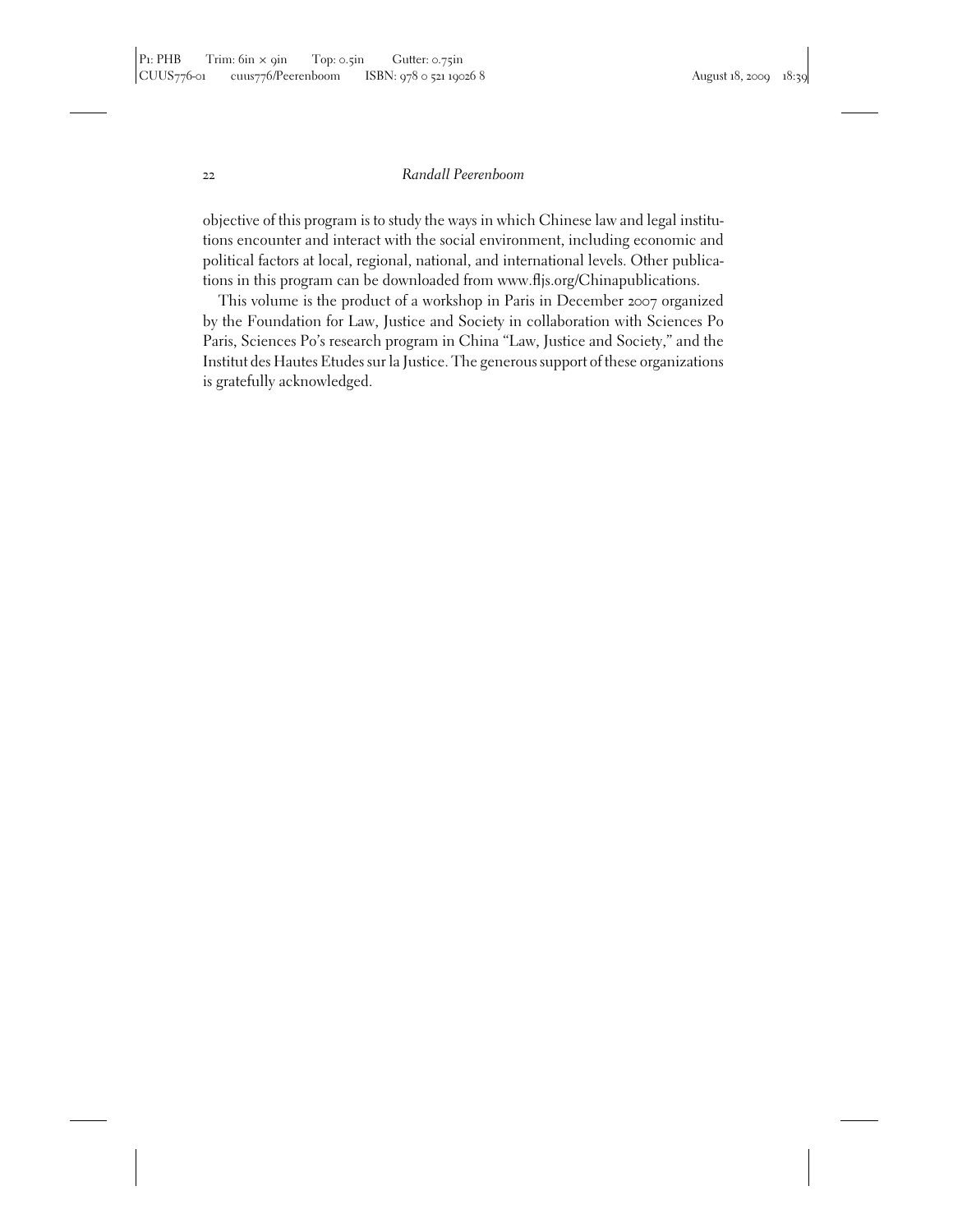objective of this program is to study the ways in which Chinese law and legal institutions encounter and interact with the social environment, including economic and political factors at local, regional, national, and international levels. Other publications in this program can be downloaded from www.fljs.org/Chinapublications.

This volume is the product of a workshop in Paris in December 2007 organized by the Foundation for Law, Justice and Society in collaboration with Sciences Po Paris, Sciences Po's research program in China "Law, Justice and Society," and the Institut des Hautes Etudes sur la Justice. The generous support of these organizations is gratefully acknowledged.